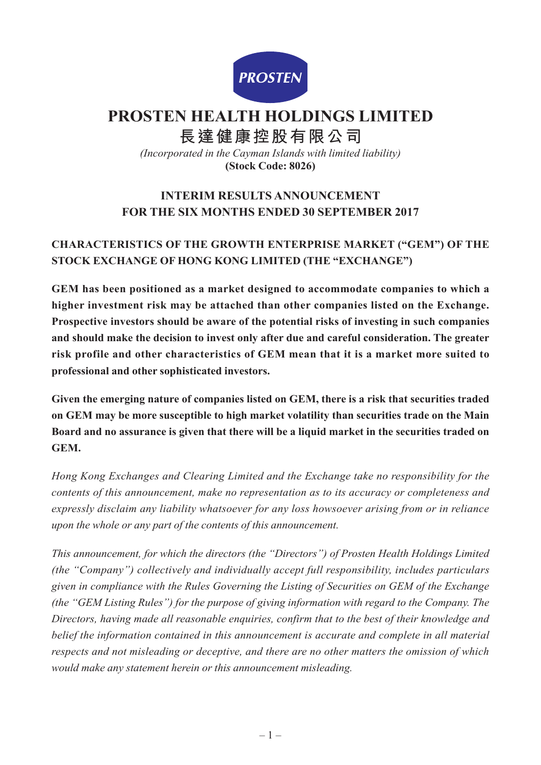PROSTEN

# PROSTEN HEALTH HOLDINGS LIMITED

# 長達健康控股有限公司

*(Incorporated in the Cayman Islands with limited liability)*

**(Stock Code: 8026)**

## INTERIM RESULTS ANNOUNCEMENT FOR THE SIX MONTHS ENDED 30 SEPTEMBER 2017

### CHARACTERISTICS OF THE GROWTH ENTERPRISE MARKET ("GEM") OF THE STOCK EXCHANGE OF HONG KONG LIMITED (THE "EXCHANGE")

**GEM has been positioned as a market designed to accommodate companies to which a higher investment risk may be attached than other companies listed on the Exchange. Prospective investors should be aware of the potential risks of investing in such companies and should make the decision to invest only after due and careful consideration. The greater risk profile and other characteristics of GEM mean that it is a market more suited to professional and other sophisticated investors.**

**Given the emerging nature of companies listed on GEM, there is a risk that securities traded on GEM may be more susceptible to high market volatility than securities trade on the Main Board and no assurance is given that there will be a liquid market in the securities traded on GEM.**

*Hong Kong Exchanges and Clearing Limited and the Exchange take no responsibility for the contents of this announcement, make no representation as to its accuracy or completeness and expressly disclaim any liability whatsoever for any loss howsoever arising from or in reliance upon the whole or any part of the contents of this announcement.*

*This announcement, for which the directors (the "Directors") of Prosten Health Holdings Limited (the "Company") collectively and individually accept full responsibility, includes particulars given in compliance with the Rules Governing the Listing of Securities on GEM of the Exchange (the "GEM Listing Rules") for the purpose of giving information with regard to the Company. The Directors, having made all reasonable enquiries, confirm that to the best of their knowledge and belief the information contained in this announcement is accurate and complete in all material respects and not misleading or deceptive, and there are no other matters the omission of which would make any statement herein or this announcement misleading.*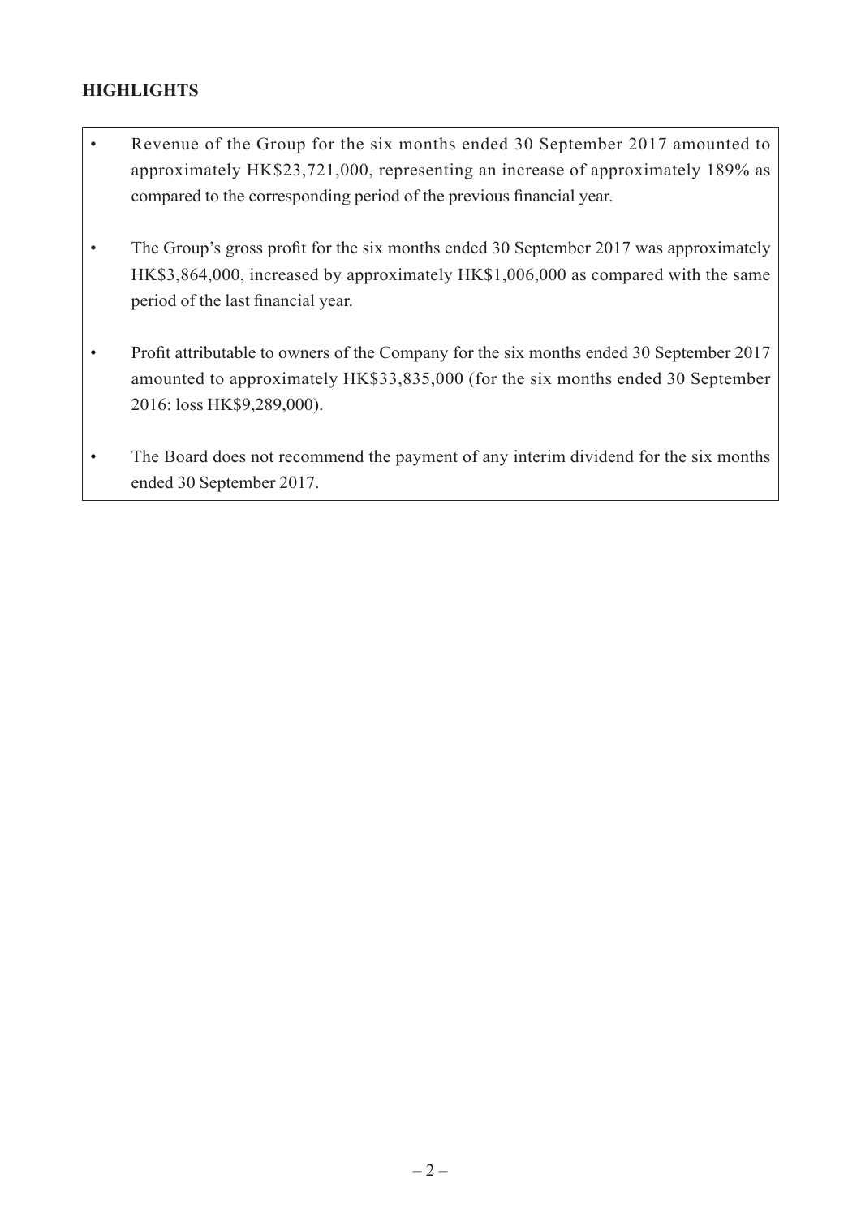## HIGHLIGHTS

- Revenue of the Group for the six months ended 30 September 2017 amounted to approximately HK$23,721,000, representing an increase of approximately 189% as compared to the corresponding period of the previous financial year.
- The Group's gross profit for the six months ended 30 September 2017 was approximately HK$3,864,000, increased by approximately HK$1,006,000 as compared with the same period of the last financial year.
- Profit attributable to owners of the Company for the six months ended 30 September 2017 amounted to approximately HK$33,835,000 (for the six months ended 30 September 2016: loss HK$9,289,000).
- The Board does not recommend the payment of any interim dividend for the six months ended 30 September 2017.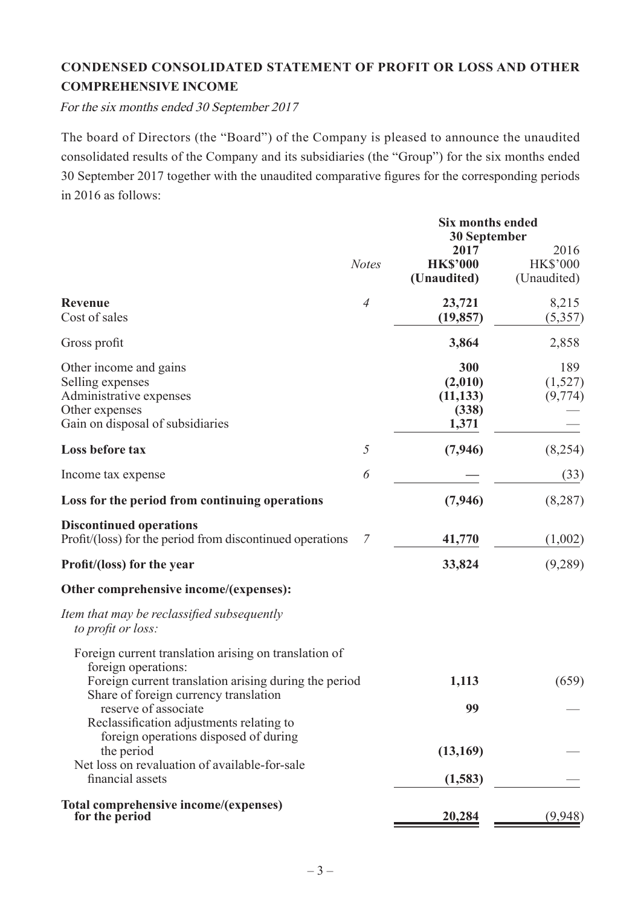## CONDENSED CONSOLIDATED STATEMENT OF PROFIT OR LOSS AND OTHER COMPREHENSIVE INCOME

*For the six months ended 30 September 2017*

The board of Directors (the "Board") of the Company is pleased to announce the unaudited consolidated results of the Company and its subsidiaries (the "Group") for the six months ended 30 September 2017 together with the unaudited comparative figures for the corresponding periods in 2016 as follows:

| | *Notes* | **Six months ended 30 September** | |
|---|---|---|---|
| | | **2017** | 2016 |
| | | **HK$'000** | HK$'000 |
| | | **(Unaudited)** | (Unaudited) |
| **Revenue** | *4* | **23,721** | 8,215 |
| Cost of sales | | **(19,857)** | (5,357) |
| Gross profit | | **3,864** | 2,858 |
| Other income and gains | | **300** | 189 |
| Selling expenses | | **(2,010)** | (1,527) |
| Administrative expenses | | **(11,133)** | (9,774) |
| Other expenses | | **(338)** | — |
| Gain on disposal of subsidiaries | | **1,371** | — |
| **Loss before tax** | *5* | **(7,946)** | (8,254) |
| Income tax expense | *6* | **—** | (33) |
| **Loss for the period from continuing operations** | | **(7,946)** | (8,287) |
| **Discontinued operations** | | | |
| Profit/(loss) for the period from discontinued operations | *7* | **41,770** | (1,002) |
| **Profit/(loss) for the year** | | **33,824** | (9,289) |
| **Other comprehensive income/(expenses):** | | | |
| *Item that may be reclassified subsequently to profit or loss:* | | | |
| Foreign current translation arising on translation of foreign operations: | | | |
| Foreign current translation arising during the period | | **1,113** | (659) |
| Share of foreign currency translation reserve of associate | | **99** | — |
| Reclassification adjustments relating to foreign operations disposed of during the period | | **(13,169)** | — |
| Net loss on revaluation of available-for-sale financial assets | | **(1,583)** | — |
| **Total comprehensive income/(expenses) for the period** | | **20,284** | (9,948) |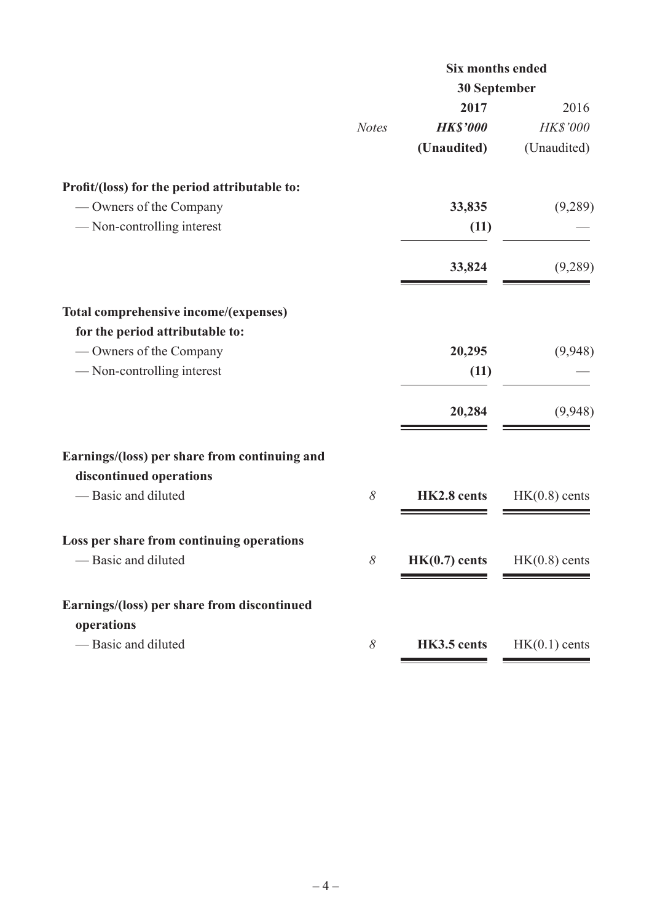| | | Six months ended 30 September | |
|---|---|---|---|
| | | **2017** | 2016 |
| | *Notes* | ***HK$'000*** | *HK$'000* |
| | | **(Unaudited)** | (Unaudited) |
| **Profit/(loss) for the period attributable to:** | | | |
| — Owners of the Company | | **33,835** | (9,289) |
| — Non-controlling interest | | **(11)** | — |
| | | **33,824** | (9,289) |
| **Total comprehensive income/(expenses) for the period attributable to:** | | | |
| — Owners of the Company | | **20,295** | (9,948) |
| — Non-controlling interest | | **(11)** | — |
| | | **20,284** | (9,948) |
| **Earnings/(loss) per share from continuing and discontinued operations** | | | |
| — Basic and diluted | *8* | **HK2.8 cents** | HK(0.8) cents |
| **Loss per share from continuing operations** | | | |
| — Basic and diluted | *8* | **HK(0.7) cents** | HK(0.8) cents |
| **Earnings/(loss) per share from discontinued operations** | | | |
| — Basic and diluted | *8* | **HK3.5 cents** | HK(0.1) cents |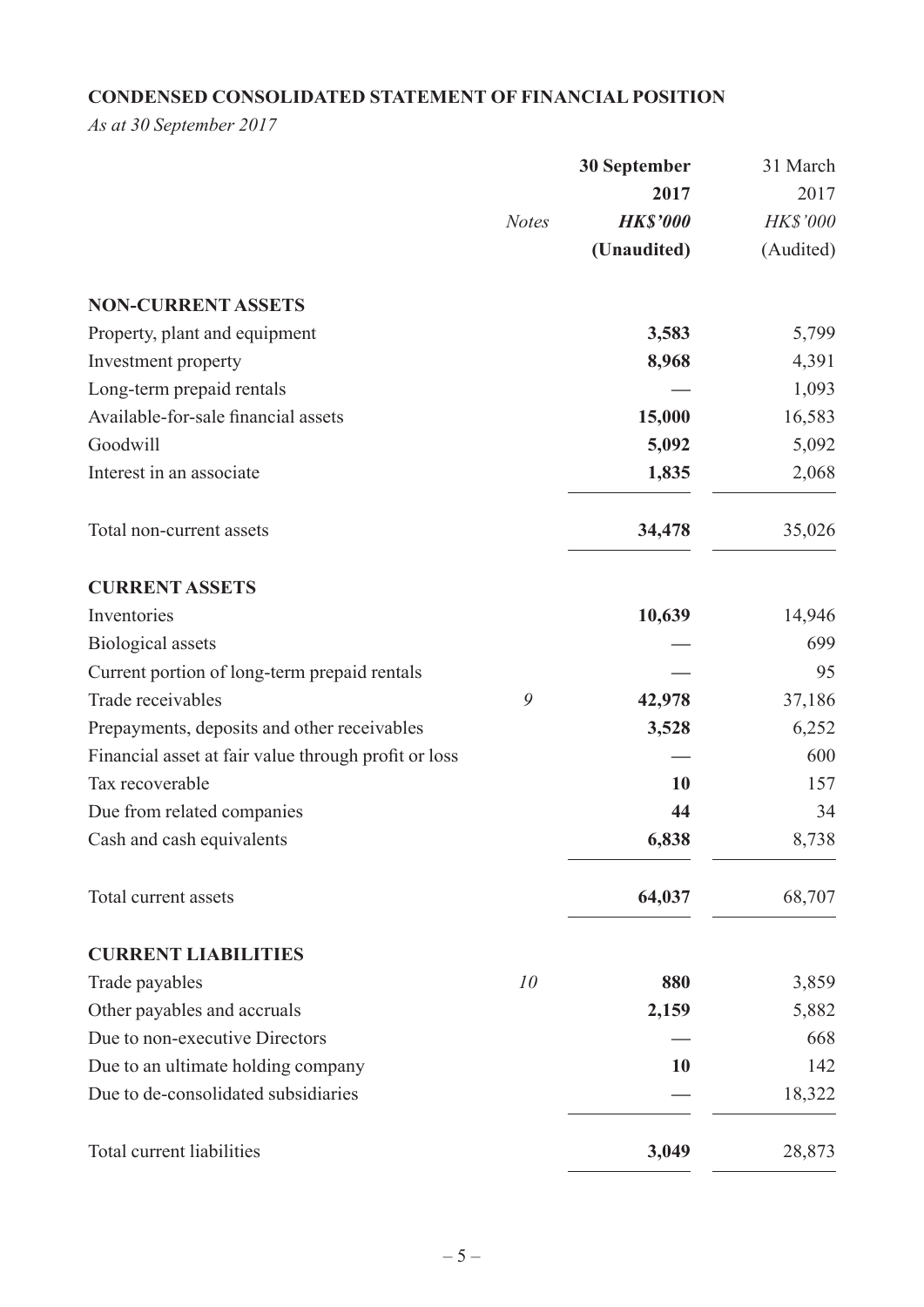**CONDENSED CONSOLIDATED STATEMENT OF FINANCIAL POSITION**

*As at 30 September 2017*

| | Notes | 30 September 2017 | 31 March 2017 |
|---|---|---|---|
| | | ***HK$'000*** | *HK$'000* |
| | | **(Unaudited)** | (Audited) |
| **NON-CURRENT ASSETS** | | | |
| Property, plant and equipment | | **3,583** | 5,799 |
| Investment property | | **8,968** | 4,391 |
| Long-term prepaid rentals | | **—** | 1,093 |
| Available-for-sale financial assets | | **15,000** | 16,583 |
| Goodwill | | **5,092** | 5,092 |
| Interest in an associate | | **1,835** | 2,068 |
| Total non-current assets | | **34,478** | 35,026 |
| **CURRENT ASSETS** | | | |
| Inventories | | **10,639** | 14,946 |
| Biological assets | | **—** | 699 |
| Current portion of long-term prepaid rentals | | **—** | 95 |
| Trade receivables | *9* | **42,978** | 37,186 |
| Prepayments, deposits and other receivables | | **3,528** | 6,252 |
| Financial asset at fair value through profit or loss | | **—** | 600 |
| Tax recoverable | | **10** | 157 |
| Due from related companies | | **44** | 34 |
| Cash and cash equivalents | | **6,838** | 8,738 |
| Total current assets | | **64,037** | 68,707 |
| **CURRENT LIABILITIES** | | | |
| Trade payables | *10* | **880** | 3,859 |
| Other payables and accruals | | **2,159** | 5,882 |
| Due to non-executive Directors | | **—** | 668 |
| Due to an ultimate holding company | | **10** | 142 |
| Due to de-consolidated subsidiaries | | **—** | 18,322 |
| Total current liabilities | | **3,049** | 28,873 |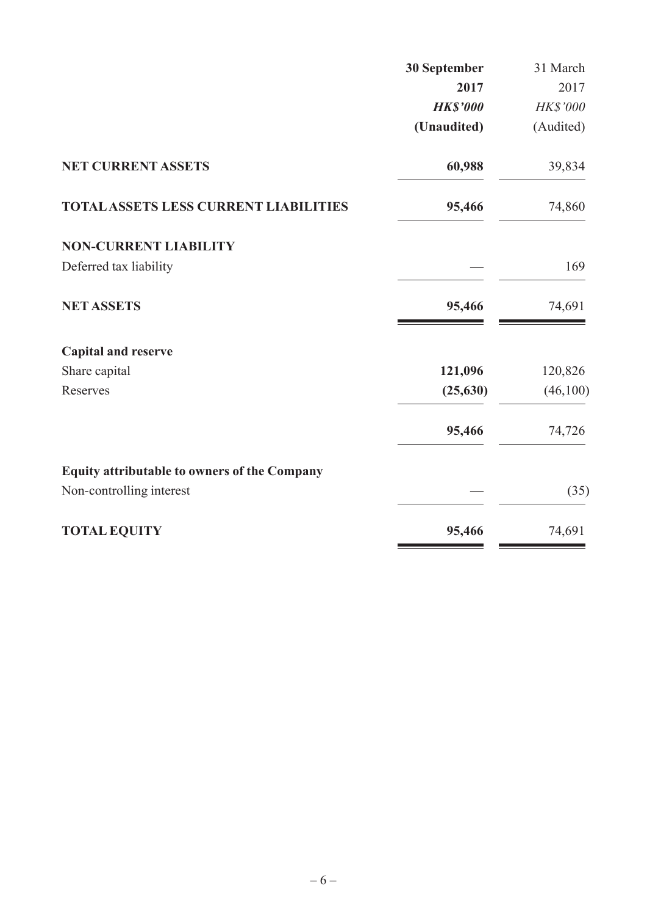| | 30 September 2017 | 31 March 2017 |
|---|---|---|
| | ***HK$'000*** | *HK$'000* |
| | **(Unaudited)** | (Audited) |
| **NET CURRENT ASSETS** | **60,988** | 39,834 |
| **TOTAL ASSETS LESS CURRENT LIABILITIES** | **95,466** | 74,860 |
| **NON-CURRENT LIABILITY** | | |
| Deferred tax liability | **—** | 169 |
| **NET ASSETS** | **95,466** | 74,691 |
| **Capital and reserve** | | |
| Share capital | **121,096** | 120,826 |
| Reserves | **(25,630)** | (46,100) |
| | **95,466** | 74,726 |
| **Equity attributable to owners of the Company** | | |
| Non-controlling interest | **—** | (35) |
| **TOTAL EQUITY** | **95,466** | 74,691 |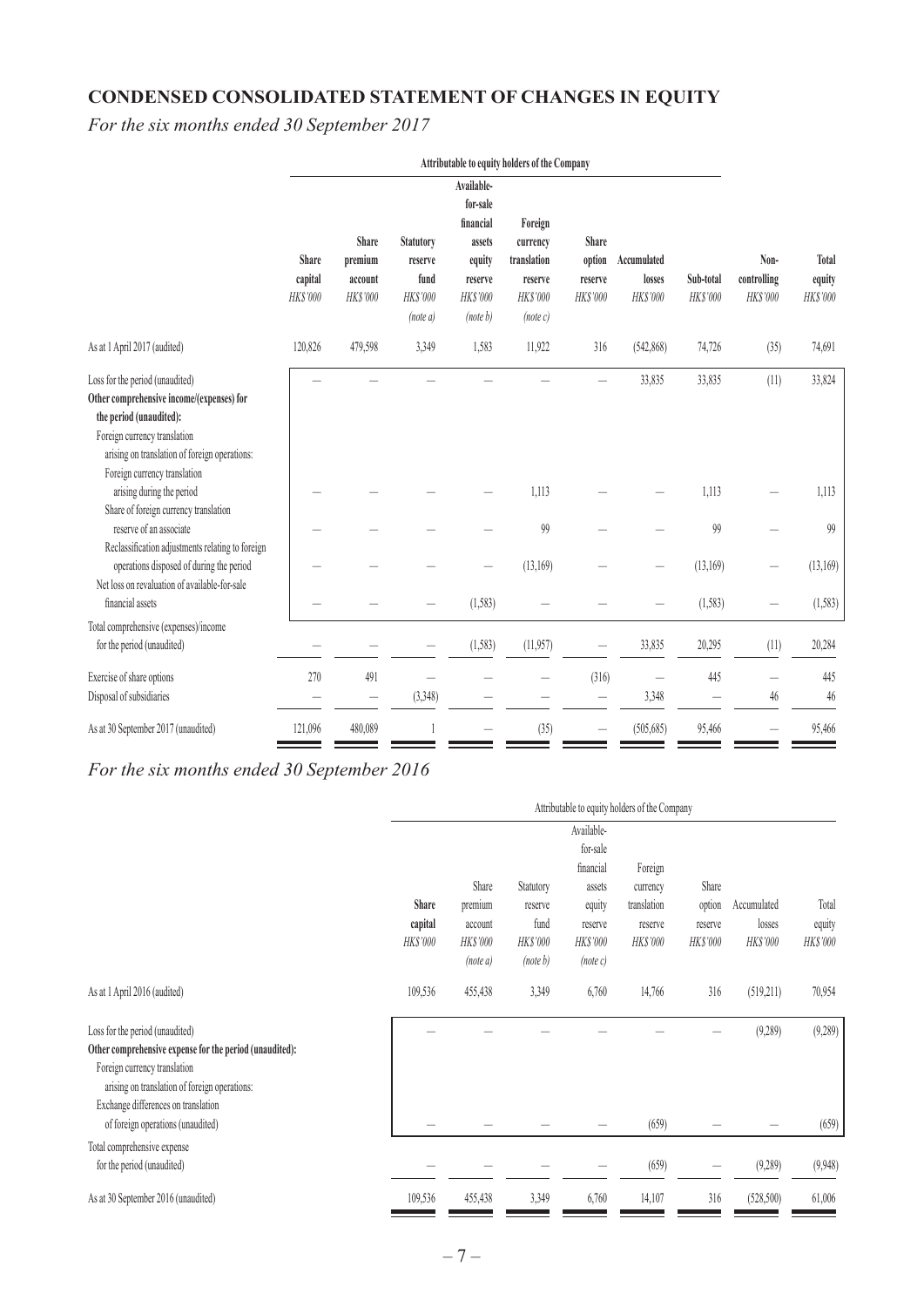## CONDENSED CONSOLIDATED STATEMENT OF CHANGES IN EQUITY

*For the six months ended 30 September 2017*

| | Attributable to equity holders of the Company | | | | | | | | | |
|---|---|---|---|---|---|---|---|---|---|---|
| | Share capital HK$'000 | Share premium account HK$'000 | Statutory reserve fund HK$'000 (note a) | Available-for-sale financial assets equity reserve HK$'000 (note b) | Foreign currency translation reserve HK$'000 (note c) | Share option reserve HK$'000 | Accumulated losses HK$'000 | Sub-total HK$'000 | Non-controlling HK$'000 | Total equity HK$'000 |
| As at 1 April 2017 (audited) | 120,826 | 479,598 | 3,349 | 1,583 | 11,922 | 316 | (542,868) | 74,726 | (35) | 74,691 |
| Loss for the period (unaudited) | — | — | — | — | — | — | 33,835 | 33,835 | (11) | 33,824 |
| **Other comprehensive income/(expenses) for the period (unaudited):** | | | | | | | | | | |
| Foreign currency translation arising on translation of foreign operations: | | | | | | | | | | |
| Foreign currency translation arising during the period | — | — | — | — | 1,113 | — | — | 1,113 | — | 1,113 |
| Share of foreign currency translation reserve of an associate | — | — | — | — | 99 | — | — | 99 | — | 99 |
| Reclassification adjustments relating to foreign operations disposed of during the period | — | — | — | — | (13,169) | — | — | (13,169) | — | (13,169) |
| Net loss on revaluation of available-for-sale financial assets | — | — | — | (1,583) | — | — | — | (1,583) | — | (1,583) |
| Total comprehensive (expenses)/income for the period (unaudited) | — | — | — | (1,583) | (11,957) | — | 33,835 | 20,295 | (11) | 20,284 |
| Exercise of share options | 270 | 491 | — | — | — | (316) | — | 445 | — | 445 |
| Disposal of subsidiaries | — | — | (3,348) | — | — | — | 3,348 | — | 46 | 46 |
| As at 30 September 2017 (unaudited) | 121,096 | 480,089 | 1 | — | (35) | — | (505,685) | 95,466 | — | 95,466 |

*For the six months ended 30 September 2016*

| | Attributable to equity holders of the Company | | | | | | | |
|---|---|---|---|---|---|---|---|---|
| | Share capital HK$'000 | Share premium account HK$'000 (note a) | Statutory reserve fund HK$'000 (note b) | Available-for-sale financial assets equity reserve HK$'000 (note c) | Foreign currency translation reserve HK$'000 | Share option reserve HK$'000 | Accumulated losses HK$'000 | Total equity HK$'000 |
| As at 1 April 2016 (audited) | 109,536 | 455,438 | 3,349 | 6,760 | 14,766 | 316 | (519,211) | 70,954 |
| Loss for the period (unaudited) | — | — | — | — | — | — | (9,289) | (9,289) |
| **Other comprehensive expense for the period (unaudited):** | | | | | | | | |
| Foreign currency translation arising on translation of foreign operations: | | | | | | | | |
| Exchange differences on translation of foreign operations (unaudited) | — | — | — | — | (659) | — | — | (659) |
| Total comprehensive expense for the period (unaudited) | — | — | — | — | (659) | — | (9,289) | (9,948) |
| As at 30 September 2016 (unaudited) | 109,536 | 455,438 | 3,349 | 6,760 | 14,107 | 316 | (528,500) | 61,006 |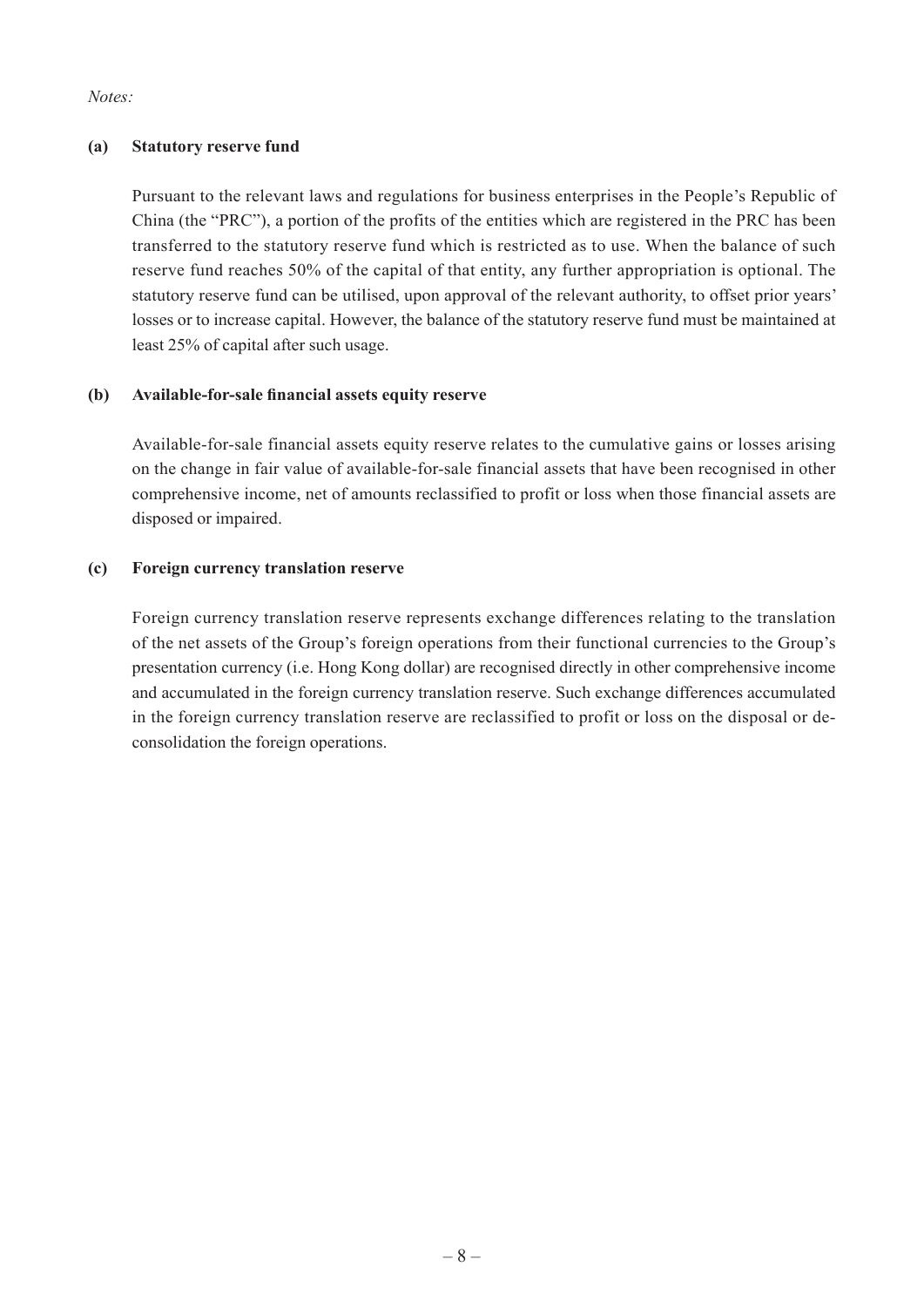*Notes:*

**(a) Statutory reserve fund**

Pursuant to the relevant laws and regulations for business enterprises in the People's Republic of China (the "PRC"), a portion of the profits of the entities which are registered in the PRC has been transferred to the statutory reserve fund which is restricted as to use. When the balance of such reserve fund reaches 50% of the capital of that entity, any further appropriation is optional. The statutory reserve fund can be utilised, upon approval of the relevant authority, to offset prior years' losses or to increase capital. However, the balance of the statutory reserve fund must be maintained at least 25% of capital after such usage.

**(b) Available-for-sale financial assets equity reserve**

Available-for-sale financial assets equity reserve relates to the cumulative gains or losses arising on the change in fair value of available-for-sale financial assets that have been recognised in other comprehensive income, net of amounts reclassified to profit or loss when those financial assets are disposed or impaired.

**(c) Foreign currency translation reserve**

Foreign currency translation reserve represents exchange differences relating to the translation of the net assets of the Group's foreign operations from their functional currencies to the Group's presentation currency (i.e. Hong Kong dollar) are recognised directly in other comprehensive income and accumulated in the foreign currency translation reserve. Such exchange differences accumulated in the foreign currency translation reserve are reclassified to profit or loss on the disposal or de-consolidation the foreign operations.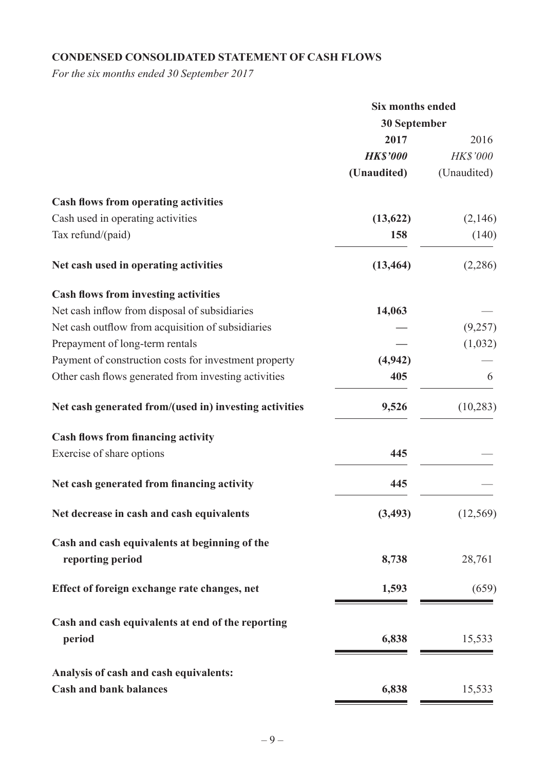## CONDENSED CONSOLIDATED STATEMENT OF CASH FLOWS

*For the six months ended 30 September 2017*

| | Six months ended 30 September | |
|---|---|---|
| | **2017** | 2016 |
| | ***HK$'000*** | *HK$'000* |
| | **(Unaudited)** | (Unaudited) |
| **Cash flows from operating activities** | | |
| Cash used in operating activities | **(13,622)** | (2,146) |
| Tax refund/(paid) | **158** | (140) |
| **Net cash used in operating activities** | **(13,464)** | (2,286) |
| **Cash flows from investing activities** | | |
| Net cash inflow from disposal of subsidiaries | **14,063** | — |
| Net cash outflow from acquisition of subsidiaries | **—** | (9,257) |
| Prepayment of long-term rentals | **—** | (1,032) |
| Payment of construction costs for investment property | **(4,942)** | — |
| Other cash flows generated from investing activities | **405** | 6 |
| **Net cash generated from/(used in) investing activities** | **9,526** | (10,283) |
| **Cash flows from financing activity** | | |
| Exercise of share options | **445** | — |
| **Net cash generated from financing activity** | **445** | — |
| **Net decrease in cash and cash equivalents** | **(3,493)** | (12,569) |
| **Cash and cash equivalents at beginning of the reporting period** | **8,738** | 28,761 |
| **Effect of foreign exchange rate changes, net** | **1,593** | (659) |
| **Cash and cash equivalents at end of the reporting period** | **6,838** | 15,533 |
| **Analysis of cash and cash equivalents:** | | |
| **Cash and bank balances** | **6,838** | 15,533 |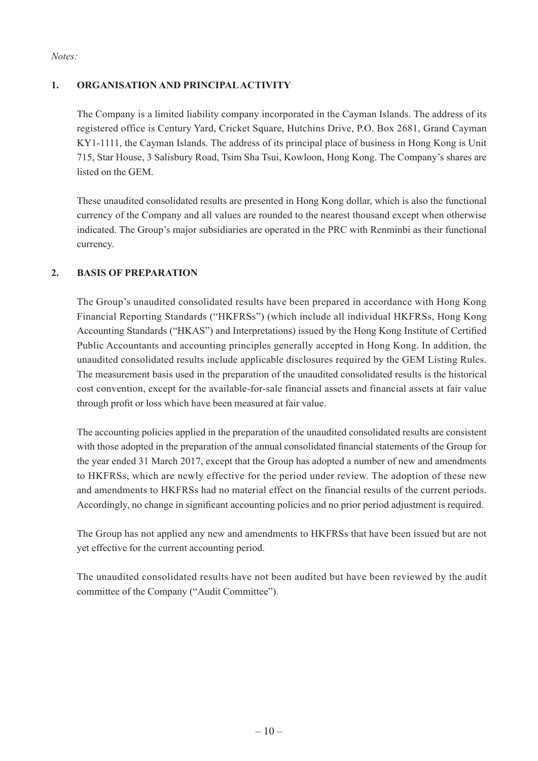*Notes:*

## 1. ORGANISATION AND PRINCIPAL ACTIVITY

The Company is a limited liability company incorporated in the Cayman Islands. The address of its registered office is Century Yard, Cricket Square, Hutchins Drive, P.O. Box 2681, Grand Cayman KY1-1111, the Cayman Islands. The address of its principal place of business in Hong Kong is Unit 715, Star House, 3 Salisbury Road, Tsim Sha Tsui, Kowloon, Hong Kong. The Company's shares are listed on the GEM.

These unaudited consolidated results are presented in Hong Kong dollar, which is also the functional currency of the Company and all values are rounded to the nearest thousand except when otherwise indicated. The Group's major subsidiaries are operated in the PRC with Renminbi as their functional currency.

## 2. BASIS OF PREPARATION

The Group's unaudited consolidated results have been prepared in accordance with Hong Kong Financial Reporting Standards ("HKFRSs") (which include all individual HKFRSs, Hong Kong Accounting Standards ("HKAS") and Interpretations) issued by the Hong Kong Institute of Certified Public Accountants and accounting principles generally accepted in Hong Kong. In addition, the unaudited consolidated results include applicable disclosures required by the GEM Listing Rules. The measurement basis used in the preparation of the unaudited consolidated results is the historical cost convention, except for the available-for-sale financial assets and financial assets at fair value through profit or loss which have been measured at fair value.

The accounting policies applied in the preparation of the unaudited consolidated results are consistent with those adopted in the preparation of the annual consolidated financial statements of the Group for the year ended 31 March 2017, except that the Group has adopted a number of new and amendments to HKFRSs, which are newly effective for the period under review. The adoption of these new and amendments to HKFRSs had no material effect on the financial results of the current periods. Accordingly, no change in significant accounting policies and no prior period adjustment is required.

The Group has not applied any new and amendments to HKFRSs that have been issued but are not yet effective for the current accounting period.

The unaudited consolidated results have not been audited but have been reviewed by the audit committee of the Company ("Audit Committee").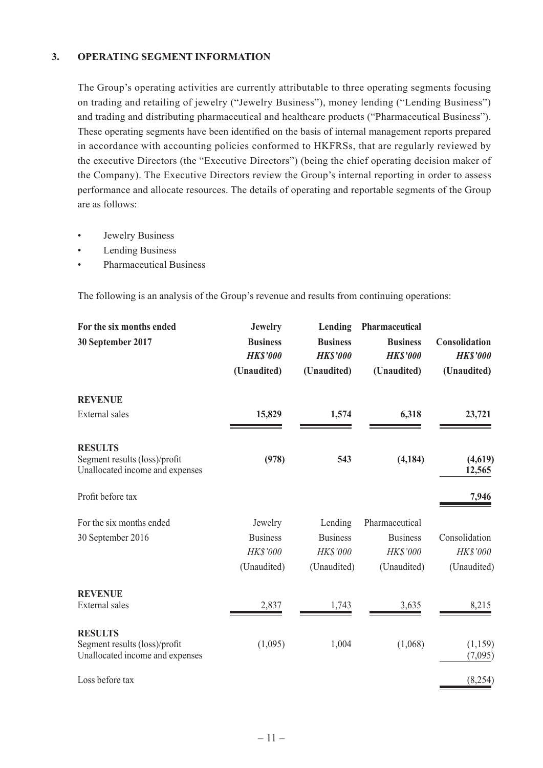### 3. OPERATING SEGMENT INFORMATION

The Group's operating activities are currently attributable to three operating segments focusing on trading and retailing of jewelry ("Jewelry Business"), money lending ("Lending Business") and trading and distributing pharmaceutical and healthcare products ("Pharmaceutical Business"). These operating segments have been identified on the basis of internal management reports prepared in accordance with accounting policies conformed to HKFRSs, that are regularly reviewed by the executive Directors (the "Executive Directors") (being the chief operating decision maker of the Company). The Executive Directors review the Group's internal reporting in order to assess performance and allocate resources. The details of operating and reportable segments of the Group are as follows:

- Jewelry Business
- Lending Business
- Pharmaceutical Business

The following is an analysis of the Group's revenue and results from continuing operations:

| **For the six months ended 30 September 2017** | **Jewelry Business** | **Lending Business** | **Pharmaceutical Business** | **Consolidation** |
|---|---|---|---|---|
| | ***HK$'000*** | ***HK$'000*** | ***HK$'000*** | ***HK$'000*** |
| | **(Unaudited)** | **(Unaudited)** | **(Unaudited)** | **(Unaudited)** |
| **REVENUE** | | | | |
| External sales | **15,829** | **1,574** | **6,318** | **23,721** |
| **RESULTS** | | | | |
| Segment results (loss)/profit | **(978)** | **543** | **(4,184)** | **(4,619)** |
| Unallocated income and expenses | | | | **12,565** |
| Profit before tax | | | | **7,946** |

| For the six months ended 30 September 2016 | Jewelry Business | Lending Business | Pharmaceutical Business | Consolidation |
|---|---|---|---|---|
| | *HK$'000* | *HK$'000* | *HK$'000* | *HK$'000* |
| | (Unaudited) | (Unaudited) | (Unaudited) | (Unaudited) |
| **REVENUE** | | | | |
| External sales | 2,837 | 1,743 | 3,635 | 8,215 |
| **RESULTS** | | | | |
| Segment results (loss)/profit | (1,095) | 1,004 | (1,068) | (1,159) |
| Unallocated income and expenses | | | | (7,095) |
| Loss before tax | | | | (8,254) |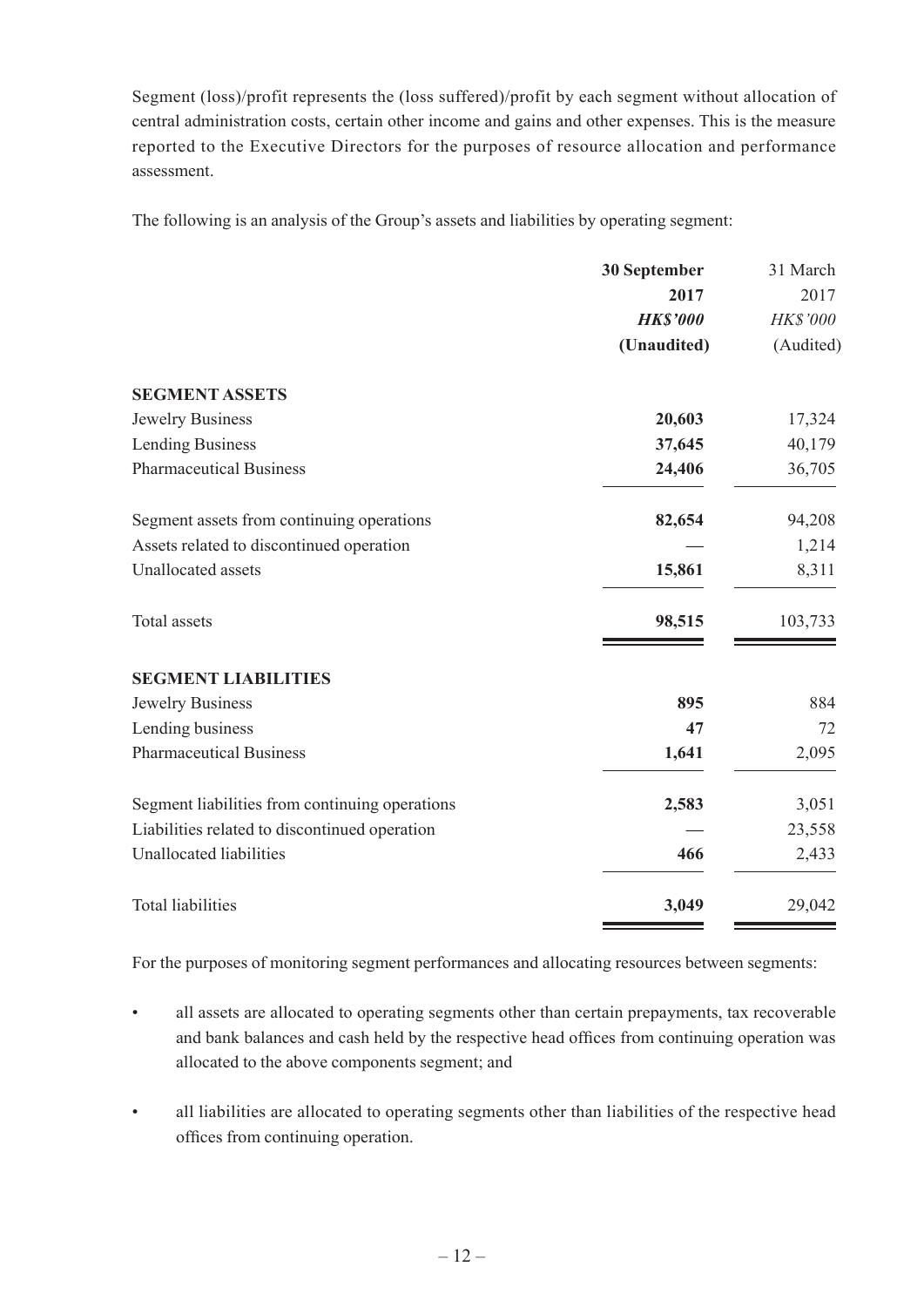Segment (loss)/profit represents the (loss suffered)/profit by each segment without allocation of central administration costs, certain other income and gains and other expenses. This is the measure reported to the Executive Directors for the purposes of resource allocation and performance assessment.

The following is an analysis of the Group's assets and liabilities by operating segment:

| | **30 September 2017** | 31 March 2017 |
|---|---|---|
| | ***HK$'000*** | *HK$'000* |
| | **(Unaudited)** | (Audited) |
| **SEGMENT ASSETS** | | |
| Jewelry Business | **20,603** | 17,324 |
| Lending Business | **37,645** | 40,179 |
| Pharmaceutical Business | **24,406** | 36,705 |
| Segment assets from continuing operations | **82,654** | 94,208 |
| Assets related to discontinued operation | — | 1,214 |
| Unallocated assets | **15,861** | 8,311 |
| Total assets | **98,515** | 103,733 |
| **SEGMENT LIABILITIES** | | |
| Jewelry Business | **895** | 884 |
| Lending business | **47** | 72 |
| Pharmaceutical Business | **1,641** | 2,095 |
| Segment liabilities from continuing operations | **2,583** | 3,051 |
| Liabilities related to discontinued operation | — | 23,558 |
| Unallocated liabilities | **466** | 2,433 |
| Total liabilities | **3,049** | 29,042 |

For the purposes of monitoring segment performances and allocating resources between segments:

- all assets are allocated to operating segments other than certain prepayments, tax recoverable and bank balances and cash held by the respective head offices from continuing operation was allocated to the above components segment; and
- all liabilities are allocated to operating segments other than liabilities of the respective head offices from continuing operation.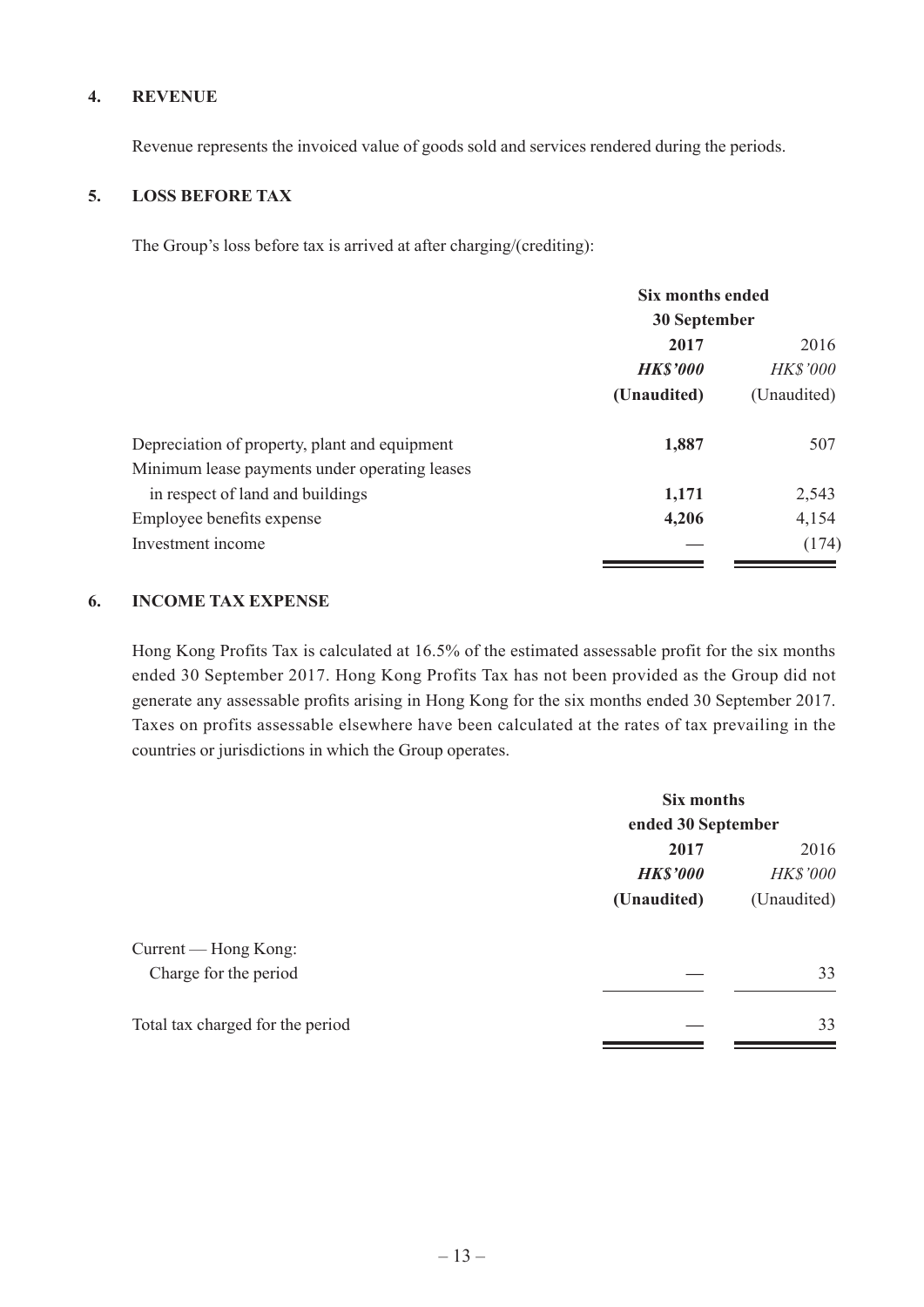## 4. REVENUE

Revenue represents the invoiced value of goods sold and services rendered during the periods.

## 5. LOSS BEFORE TAX

The Group's loss before tax is arrived at after charging/(crediting):

| | Six months ended 30 September | |
|---|---|---|
| | **2017** | 2016 |
| | ***HK$'000*** | *HK$'000* |
| | **(Unaudited)** | (Unaudited) |
| Depreciation of property, plant and equipment | **1,887** | 507 |
| Minimum lease payments under operating leases in respect of land and buildings | **1,171** | 2,543 |
| Employee benefits expense | **4,206** | 4,154 |
| Investment income | **—** | (174) |

## 6. INCOME TAX EXPENSE

Hong Kong Profits Tax is calculated at 16.5% of the estimated assessable profit for the six months ended 30 September 2017. Hong Kong Profits Tax has not been provided as the Group did not generate any assessable profits arising in Hong Kong for the six months ended 30 September 2017. Taxes on profits assessable elsewhere have been calculated at the rates of tax prevailing in the countries or jurisdictions in which the Group operates.

| | Six months ended 30 September | |
|---|---|---|
| | **2017** | 2016 |
| | ***HK$'000*** | *HK$'000* |
| | **(Unaudited)** | (Unaudited) |
| Current — Hong Kong: | | |
| Charge for the period | **—** | 33 |
| Total tax charged for the period | **—** | 33 |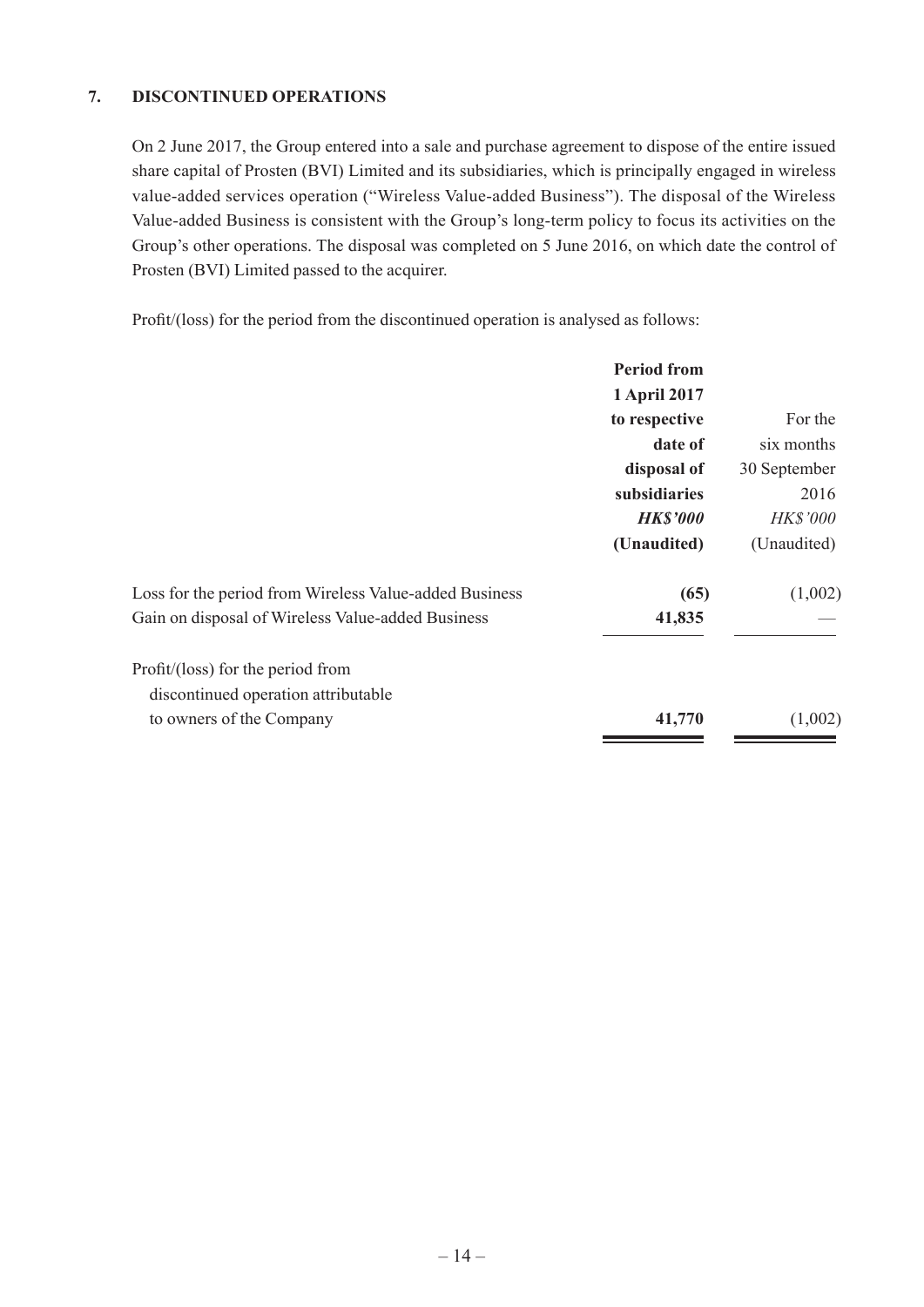## 7. DISCONTINUED OPERATIONS

On 2 June 2017, the Group entered into a sale and purchase agreement to dispose of the entire issued share capital of Prosten (BVI) Limited and its subsidiaries, which is principally engaged in wireless value-added services operation ("Wireless Value-added Business"). The disposal of the Wireless Value-added Business is consistent with the Group's long-term policy to focus its activities on the Group's other operations. The disposal was completed on 5 June 2016, on which date the control of Prosten (BVI) Limited passed to the acquirer.

Profit/(loss) for the period from the discontinued operation is analysed as follows:

| | **Period from 1 April 2017 to respective date of disposal of subsidiaries** | For the six months 30 September 2016 |
|---|---|---|
| | ***HK$'000*** | *HK$'000* |
| | **(Unaudited)** | (Unaudited) |
| Loss for the period from Wireless Value-added Business | **(65)** | (1,002) |
| Gain on disposal of Wireless Value-added Business | **41,835** | — |
| Profit/(loss) for the period from discontinued operation attributable to owners of the Company | **41,770** | (1,002) |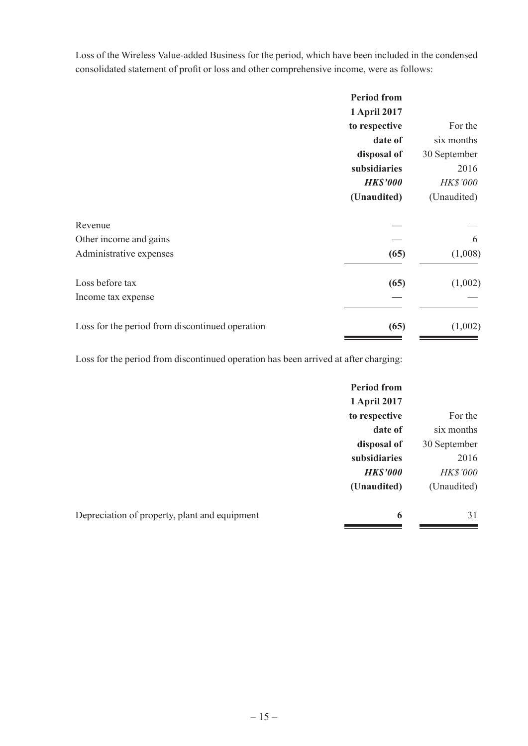Loss of the Wireless Value-added Business for the period, which have been included in the condensed consolidated statement of profit or loss and other comprehensive income, were as follows:

| | **Period from 1 April 2017 to respective date of disposal of subsidiaries** | For the six months 30 September 2016 |
|---|---|---|
| | ***HK$'000*** | *HK$'000* |
| | **(Unaudited)** | (Unaudited) |
| Revenue | **—** | — |
| Other income and gains | **—** | 6 |
| Administrative expenses | **(65)** | (1,008) |
| Loss before tax | **(65)** | (1,002) |
| Income tax expense | **—** | — |
| Loss for the period from discontinued operation | **(65)** | (1,002) |

Loss for the period from discontinued operation has been arrived at after charging:

| | **Period from 1 April 2017 to respective date of disposal of subsidiaries** | For the six months 30 September 2016 |
|---|---|---|
| | ***HK$'000*** | *HK$'000* |
| | **(Unaudited)** | (Unaudited) |
| Depreciation of property, plant and equipment | **6** | 31 |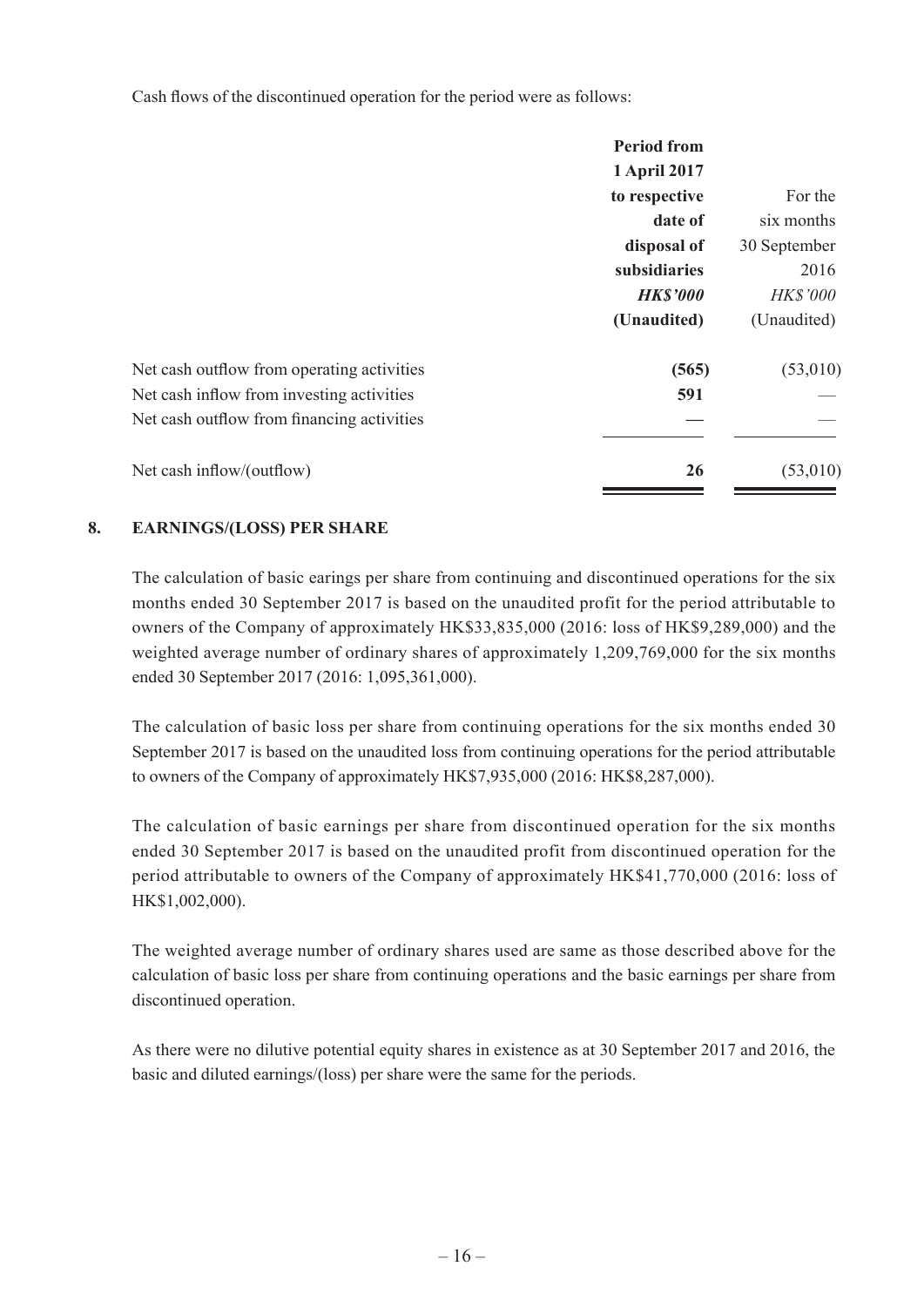Cash flows of the discontinued operation for the period were as follows:

| | Period from 1 April 2017 to respective date of disposal of subsidiaries | For the six months 30 September 2016 |
|---|---|---|
| | ***HK$'000*** | *HK$'000* |
| | **(Unaudited)** | (Unaudited) |
| Net cash outflow from operating activities | **(565)** | (53,010) |
| Net cash inflow from investing activities | **591** | — |
| Net cash outflow from financing activities | **—** | — |
| Net cash inflow/(outflow) | **26** | (53,010) |

## 8. EARNINGS/(LOSS) PER SHARE

The calculation of basic earings per share from continuing and discontinued operations for the six months ended 30 September 2017 is based on the unaudited profit for the period attributable to owners of the Company of approximately HK$33,835,000 (2016: loss of HK$9,289,000) and the weighted average number of ordinary shares of approximately 1,209,769,000 for the six months ended 30 September 2017 (2016: 1,095,361,000).

The calculation of basic loss per share from continuing operations for the six months ended 30 September 2017 is based on the unaudited loss from continuing operations for the period attributable to owners of the Company of approximately HK$7,935,000 (2016: HK$8,287,000).

The calculation of basic earnings per share from discontinued operation for the six months ended 30 September 2017 is based on the unaudited profit from discontinued operation for the period attributable to owners of the Company of approximately HK$41,770,000 (2016: loss of HK$1,002,000).

The weighted average number of ordinary shares used are same as those described above for the calculation of basic loss per share from continuing operations and the basic earnings per share from discontinued operation.

As there were no dilutive potential equity shares in existence as at 30 September 2017 and 2016, the basic and diluted earnings/(loss) per share were the same for the periods.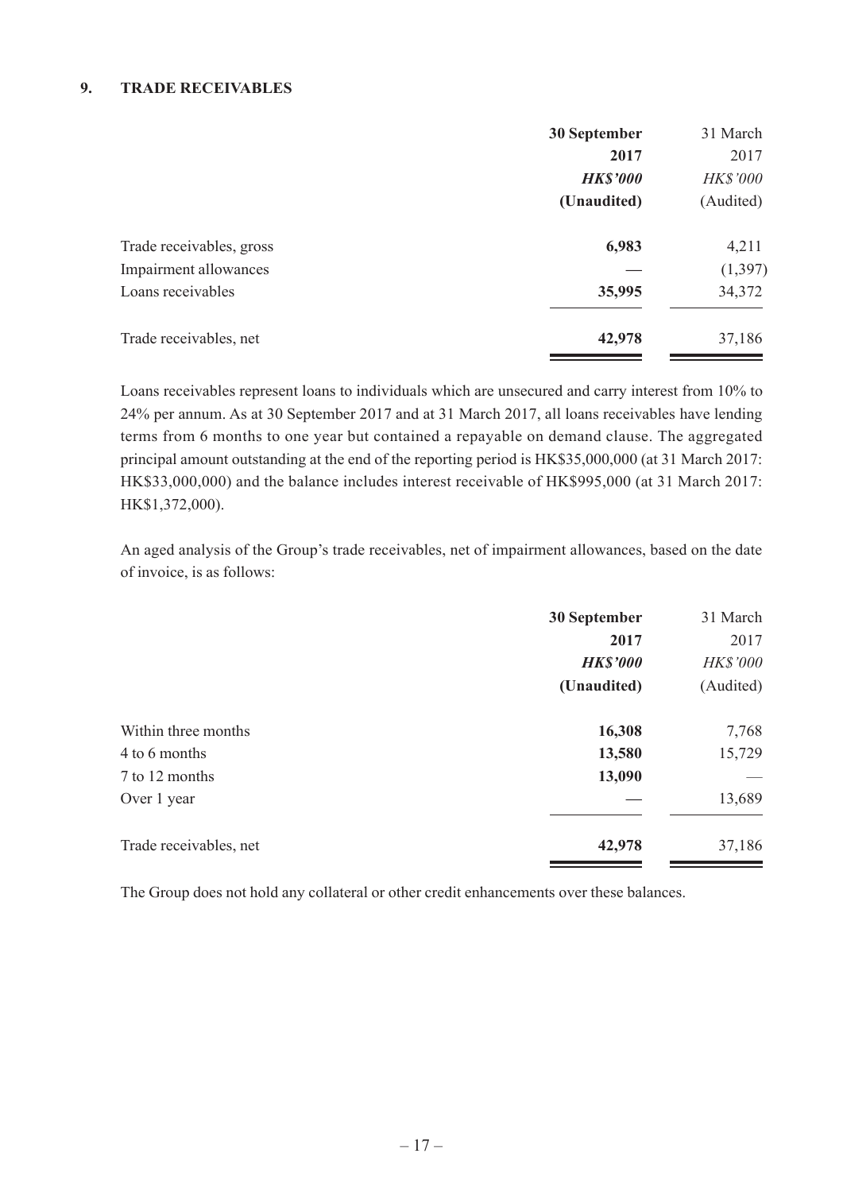## 9. TRADE RECEIVABLES

| | 30 September 2017 | 31 March 2017 |
|---|---|---|
| | ***HK$'000*** | *HK$'000* |
| | **(Unaudited)** | (Audited) |
| Trade receivables, gross | **6,983** | 4,211 |
| Impairment allowances | **—** | (1,397) |
| Loans receivables | **35,995** | 34,372 |
| Trade receivables, net | **42,978** | 37,186 |

Loans receivables represent loans to individuals which are unsecured and carry interest from 10% to 24% per annum. As at 30 September 2017 and at 31 March 2017, all loans receivables have lending terms from 6 months to one year but contained a repayable on demand clause. The aggregated principal amount outstanding at the end of the reporting period is HK$35,000,000 (at 31 March 2017: HK$33,000,000) and the balance includes interest receivable of HK$995,000 (at 31 March 2017: HK$1,372,000).

An aged analysis of the Group's trade receivables, net of impairment allowances, based on the date of invoice, is as follows:

| | 30 September 2017 | 31 March 2017 |
|---|---|---|
| | ***HK$'000*** | *HK$'000* |
| | **(Unaudited)** | (Audited) |
| Within three months | **16,308** | 7,768 |
| 4 to 6 months | **13,580** | 15,729 |
| 7 to 12 months | **13,090** | — |
| Over 1 year | **—** | 13,689 |
| Trade receivables, net | **42,978** | 37,186 |

The Group does not hold any collateral or other credit enhancements over these balances.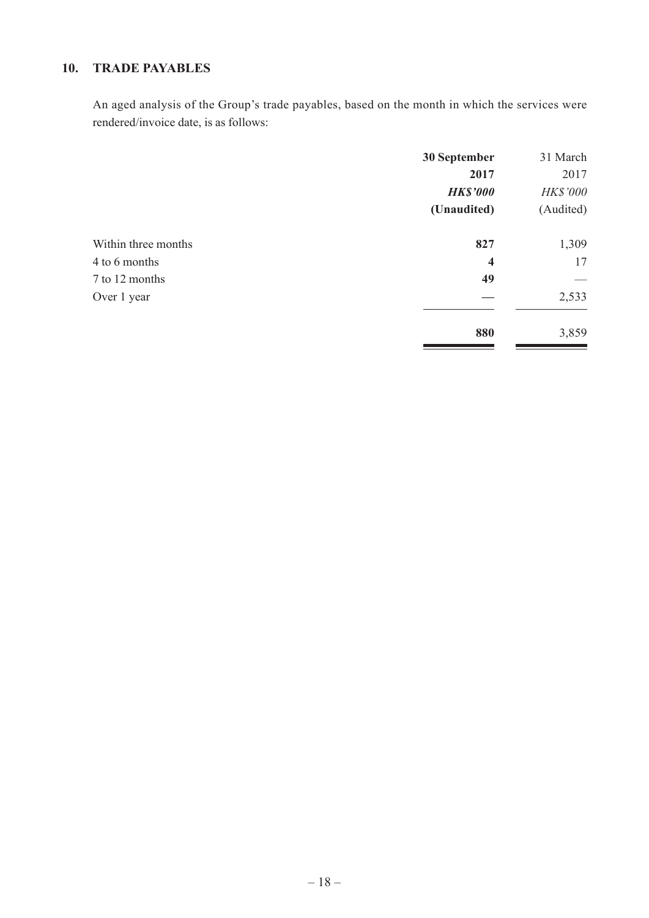## 10. TRADE PAYABLES

An aged analysis of the Group's trade payables, based on the month in which the services were rendered/invoice date, is as follows:

| | 30 September 2017 | 31 March 2017 |
|---|---|---|
| | ***HK$'000*** | *HK$'000* |
| | **(Unaudited)** | (Audited) |
| Within three months | **827** | 1,309 |
| 4 to 6 months | **4** | 17 |
| 7 to 12 months | **49** | — |
| Over 1 year | **—** | 2,533 |
| | **880** | 3,859 |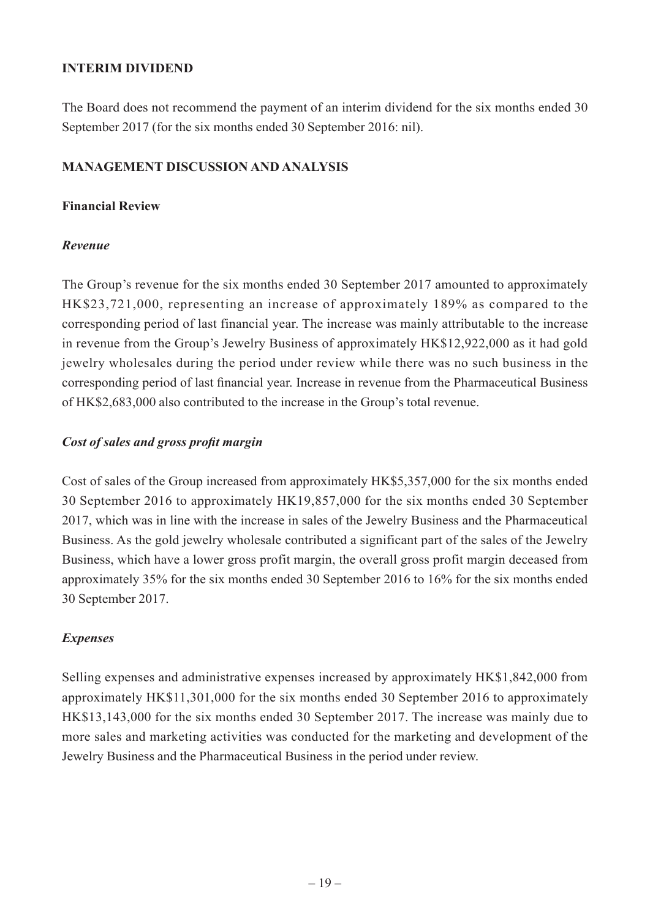## INTERIM DIVIDEND

The Board does not recommend the payment of an interim dividend for the six months ended 30 September 2017 (for the six months ended 30 September 2016: nil).

## MANAGEMENT DISCUSSION AND ANALYSIS

### Financial Review

#### *Revenue*

The Group's revenue for the six months ended 30 September 2017 amounted to approximately HK$23,721,000, representing an increase of approximately 189% as compared to the corresponding period of last financial year. The increase was mainly attributable to the increase in revenue from the Group's Jewelry Business of approximately HK$12,922,000 as it had gold jewelry wholesales during the period under review while there was no such business in the corresponding period of last financial year. Increase in revenue from the Pharmaceutical Business of HK$2,683,000 also contributed to the increase in the Group's total revenue.

#### *Cost of sales and gross profit margin*

Cost of sales of the Group increased from approximately HK$5,357,000 for the six months ended 30 September 2016 to approximately HK19,857,000 for the six months ended 30 September 2017, which was in line with the increase in sales of the Jewelry Business and the Pharmaceutical Business. As the gold jewelry wholesale contributed a significant part of the sales of the Jewelry Business, which have a lower gross profit margin, the overall gross profit margin deceased from approximately 35% for the six months ended 30 September 2016 to 16% for the six months ended 30 September 2017.

#### *Expenses*

Selling expenses and administrative expenses increased by approximately HK$1,842,000 from approximately HK$11,301,000 for the six months ended 30 September 2016 to approximately HK$13,143,000 for the six months ended 30 September 2017. The increase was mainly due to more sales and marketing activities was conducted for the marketing and development of the Jewelry Business and the Pharmaceutical Business in the period under review.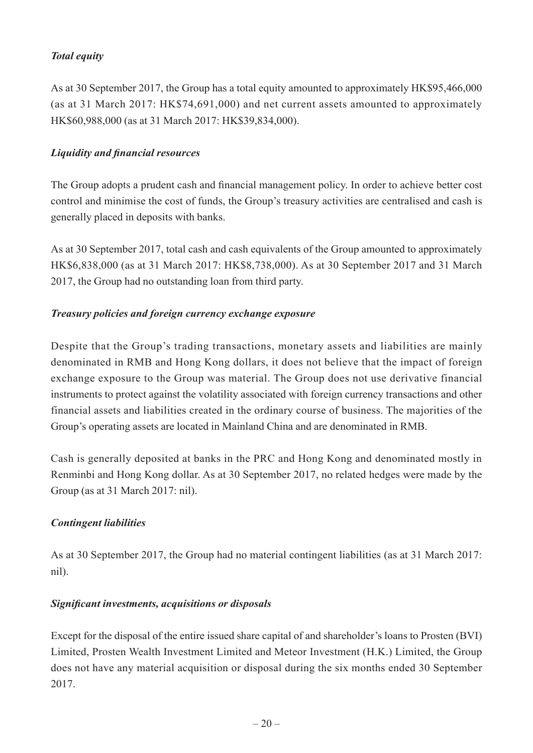***Total equity***

As at 30 September 2017, the Group has a total equity amounted to approximately HK$95,466,000 (as at 31 March 2017: HK$74,691,000) and net current assets amounted to approximately HK$60,988,000 (as at 31 March 2017: HK$39,834,000).

***Liquidity and financial resources***

The Group adopts a prudent cash and financial management policy. In order to achieve better cost control and minimise the cost of funds, the Group's treasury activities are centralised and cash is generally placed in deposits with banks.

As at 30 September 2017, total cash and cash equivalents of the Group amounted to approximately HK$6,838,000 (as at 31 March 2017: HK$8,738,000). As at 30 September 2017 and 31 March 2017, the Group had no outstanding loan from third party.

***Treasury policies and foreign currency exchange exposure***

Despite that the Group's trading transactions, monetary assets and liabilities are mainly denominated in RMB and Hong Kong dollars, it does not believe that the impact of foreign exchange exposure to the Group was material. The Group does not use derivative financial instruments to protect against the volatility associated with foreign currency transactions and other financial assets and liabilities created in the ordinary course of business. The majorities of the Group's operating assets are located in Mainland China and are denominated in RMB.

Cash is generally deposited at banks in the PRC and Hong Kong and denominated mostly in Renminbi and Hong Kong dollar. As at 30 September 2017, no related hedges were made by the Group (as at 31 March 2017: nil).

***Contingent liabilities***

As at 30 September 2017, the Group had no material contingent liabilities (as at 31 March 2017: nil).

***Significant investments, acquisitions or disposals***

Except for the disposal of the entire issued share capital of and shareholder's loans to Prosten (BVI) Limited, Prosten Wealth Investment Limited and Meteor Investment (H.K.) Limited, the Group does not have any material acquisition or disposal during the six months ended 30 September 2017.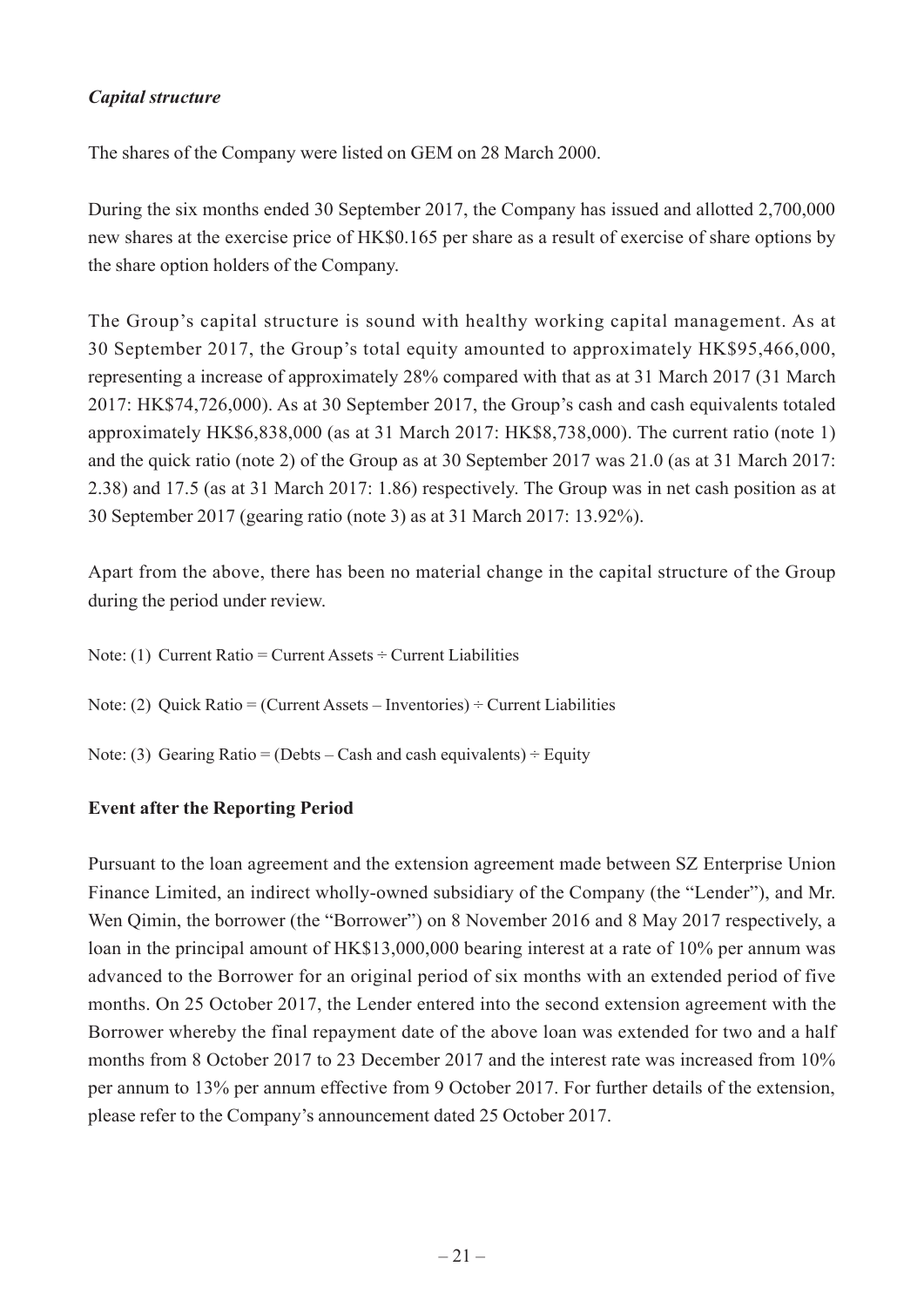### *Capital structure*

The shares of the Company were listed on GEM on 28 March 2000.

During the six months ended 30 September 2017, the Company has issued and allotted 2,700,000 new shares at the exercise price of HK$0.165 per share as a result of exercise of share options by the share option holders of the Company.

The Group's capital structure is sound with healthy working capital management. As at 30 September 2017, the Group's total equity amounted to approximately HK$95,466,000, representing a increase of approximately 28% compared with that as at 31 March 2017 (31 March 2017: HK$74,726,000). As at 30 September 2017, the Group's cash and cash equivalents totaled approximately HK$6,838,000 (as at 31 March 2017: HK$8,738,000). The current ratio (note 1) and the quick ratio (note 2) of the Group as at 30 September 2017 was 21.0 (as at 31 March 2017: 2.38) and 17.5 (as at 31 March 2017: 1.86) respectively. The Group was in net cash position as at 30 September 2017 (gearing ratio (note 3) as at 31 March 2017: 13.92%).

Apart from the above, there has been no material change in the capital structure of the Group during the period under review.

Note: (1) Current Ratio = Current Assets ÷ Current Liabilities

Note: (2) Quick Ratio = (Current Assets – Inventories) ÷ Current Liabilities

Note: (3) Gearing Ratio = (Debts – Cash and cash equivalents) ÷ Equity

### **Event after the Reporting Period**

Pursuant to the loan agreement and the extension agreement made between SZ Enterprise Union Finance Limited, an indirect wholly-owned subsidiary of the Company (the "Lender"), and Mr. Wen Qimin, the borrower (the "Borrower") on 8 November 2016 and 8 May 2017 respectively, a loan in the principal amount of HK$13,000,000 bearing interest at a rate of 10% per annum was advanced to the Borrower for an original period of six months with an extended period of five months. On 25 October 2017, the Lender entered into the second extension agreement with the Borrower whereby the final repayment date of the above loan was extended for two and a half months from 8 October 2017 to 23 December 2017 and the interest rate was increased from 10% per annum to 13% per annum effective from 9 October 2017. For further details of the extension, please refer to the Company's announcement dated 25 October 2017.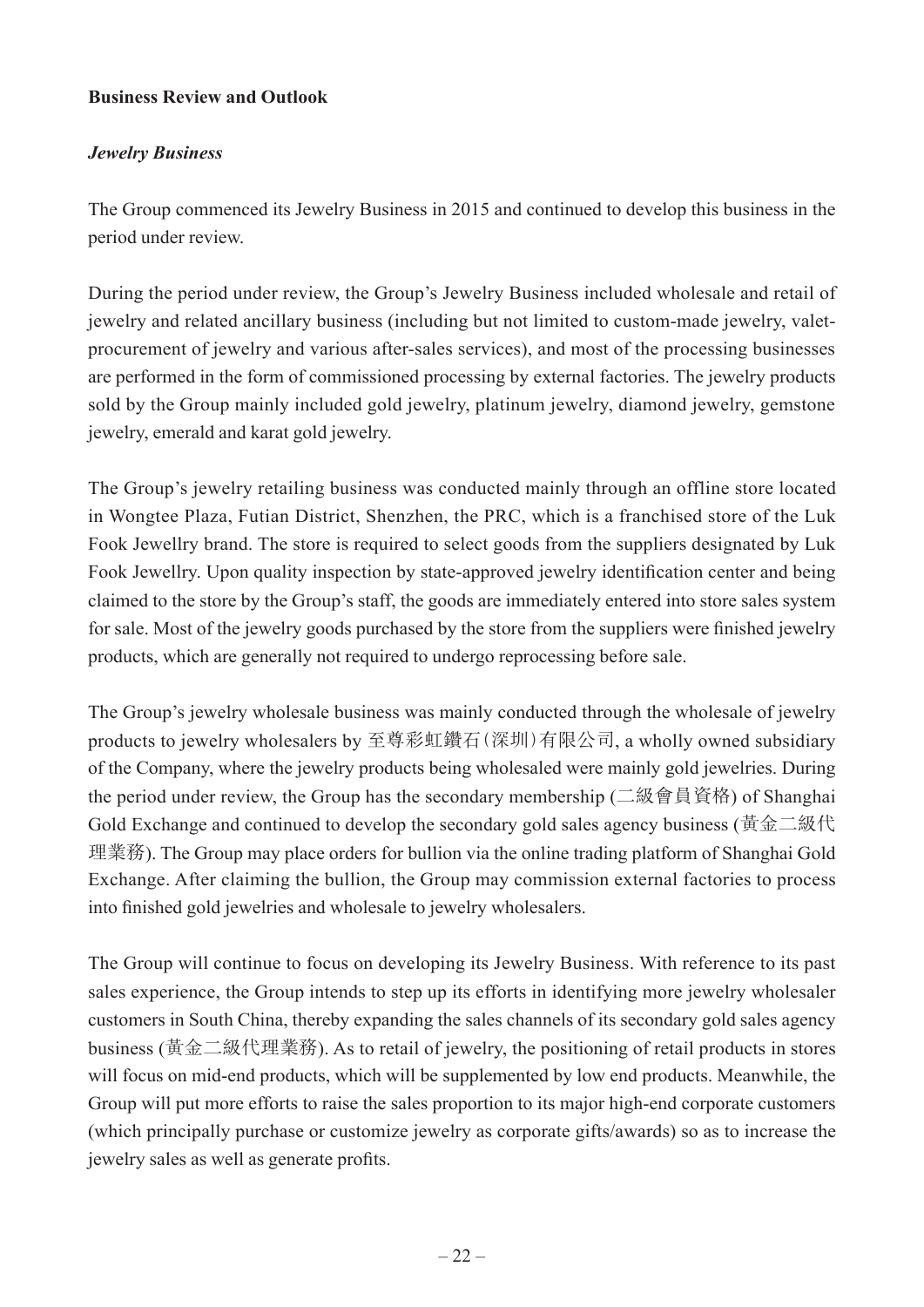**Business Review and Outlook**

***Jewelry Business***

The Group commenced its Jewelry Business in 2015 and continued to develop this business in the period under review.

During the period under review, the Group's Jewelry Business included wholesale and retail of jewelry and related ancillary business (including but not limited to custom-made jewelry, valet-procurement of jewelry and various after-sales services), and most of the processing businesses are performed in the form of commissioned processing by external factories. The jewelry products sold by the Group mainly included gold jewelry, platinum jewelry, diamond jewelry, gemstone jewelry, emerald and karat gold jewelry.

The Group's jewelry retailing business was conducted mainly through an offline store located in Wongtee Plaza, Futian District, Shenzhen, the PRC, which is a franchised store of the Luk Fook Jewellry brand. The store is required to select goods from the suppliers designated by Luk Fook Jewellry. Upon quality inspection by state-approved jewelry identification center and being claimed to the store by the Group's staff, the goods are immediately entered into store sales system for sale. Most of the jewelry goods purchased by the store from the suppliers were finished jewelry products, which are generally not required to undergo reprocessing before sale.

The Group's jewelry wholesale business was mainly conducted through the wholesale of jewelry products to jewelry wholesalers by 至尊彩虹鑽石(深圳)有限公司, a wholly owned subsidiary of the Company, where the jewelry products being wholesaled were mainly gold jewelries. During the period under review, the Group has the secondary membership (二級會員資格) of Shanghai Gold Exchange and continued to develop the secondary gold sales agency business (黃金二級代理業務). The Group may place orders for bullion via the online trading platform of Shanghai Gold Exchange. After claiming the bullion, the Group may commission external factories to process into finished gold jewelries and wholesale to jewelry wholesalers.

The Group will continue to focus on developing its Jewelry Business. With reference to its past sales experience, the Group intends to step up its efforts in identifying more jewelry wholesaler customers in South China, thereby expanding the sales channels of its secondary gold sales agency business (黃金二級代理業務). As to retail of jewelry, the positioning of retail products in stores will focus on mid-end products, which will be supplemented by low end products. Meanwhile, the Group will put more efforts to raise the sales proportion to its major high-end corporate customers (which principally purchase or customize jewelry as corporate gifts/awards) so as to increase the jewelry sales as well as generate profits.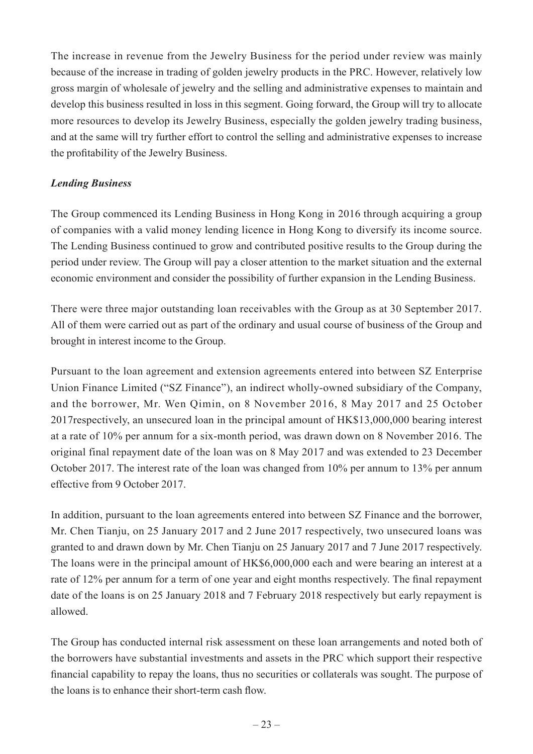The increase in revenue from the Jewelry Business for the period under review was mainly because of the increase in trading of golden jewelry products in the PRC. However, relatively low gross margin of wholesale of jewelry and the selling and administrative expenses to maintain and develop this business resulted in loss in this segment. Going forward, the Group will try to allocate more resources to develop its Jewelry Business, especially the golden jewelry trading business, and at the same will try further effort to control the selling and administrative expenses to increase the profitability of the Jewelry Business.

***Lending Business***

The Group commenced its Lending Business in Hong Kong in 2016 through acquiring a group of companies with a valid money lending licence in Hong Kong to diversify its income source. The Lending Business continued to grow and contributed positive results to the Group during the period under review. The Group will pay a closer attention to the market situation and the external economic environment and consider the possibility of further expansion in the Lending Business.

There were three major outstanding loan receivables with the Group as at 30 September 2017. All of them were carried out as part of the ordinary and usual course of business of the Group and brought in interest income to the Group.

Pursuant to the loan agreement and extension agreements entered into between SZ Enterprise Union Finance Limited ("SZ Finance"), an indirect wholly-owned subsidiary of the Company, and the borrower, Mr. Wen Qimin, on 8 November 2016, 8 May 2017 and 25 October 2017respectively, an unsecured loan in the principal amount of HK$13,000,000 bearing interest at a rate of 10% per annum for a six-month period, was drawn down on 8 November 2016. The original final repayment date of the loan was on 8 May 2017 and was extended to 23 December October 2017. The interest rate of the loan was changed from 10% per annum to 13% per annum effective from 9 October 2017.

In addition, pursuant to the loan agreements entered into between SZ Finance and the borrower, Mr. Chen Tianju, on 25 January 2017 and 2 June 2017 respectively, two unsecured loans was granted to and drawn down by Mr. Chen Tianju on 25 January 2017 and 7 June 2017 respectively. The loans were in the principal amount of HK$6,000,000 each and were bearing an interest at a rate of 12% per annum for a term of one year and eight months respectively. The final repayment date of the loans is on 25 January 2018 and 7 February 2018 respectively but early repayment is allowed.

The Group has conducted internal risk assessment on these loan arrangements and noted both of the borrowers have substantial investments and assets in the PRC which support their respective financial capability to repay the loans, thus no securities or collaterals was sought. The purpose of the loans is to enhance their short-term cash flow.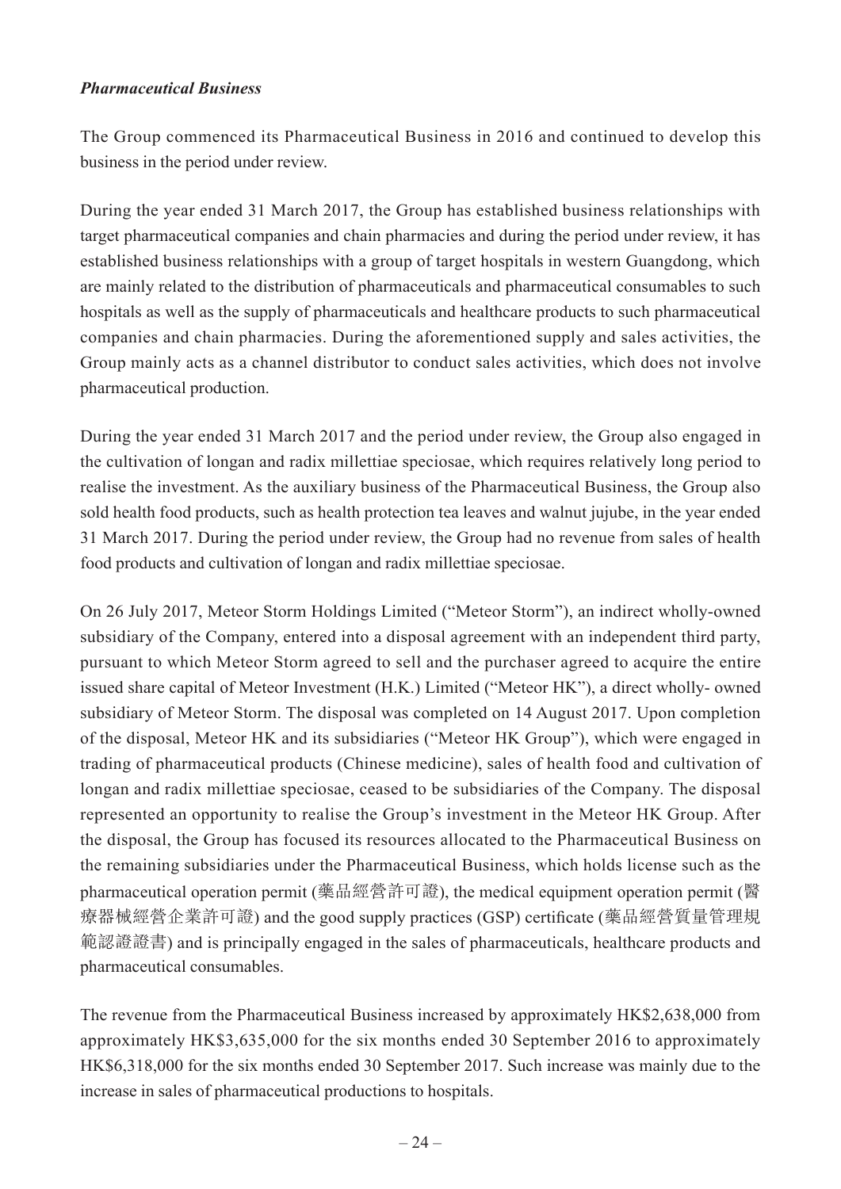***Pharmaceutical Business***

The Group commenced its Pharmaceutical Business in 2016 and continued to develop this business in the period under review.

During the year ended 31 March 2017, the Group has established business relationships with target pharmaceutical companies and chain pharmacies and during the period under review, it has established business relationships with a group of target hospitals in western Guangdong, which are mainly related to the distribution of pharmaceuticals and pharmaceutical consumables to such hospitals as well as the supply of pharmaceuticals and healthcare products to such pharmaceutical companies and chain pharmacies. During the aforementioned supply and sales activities, the Group mainly acts as a channel distributor to conduct sales activities, which does not involve pharmaceutical production.

During the year ended 31 March 2017 and the period under review, the Group also engaged in the cultivation of longan and radix millettiae speciosae, which requires relatively long period to realise the investment. As the auxiliary business of the Pharmaceutical Business, the Group also sold health food products, such as health protection tea leaves and walnut jujube, in the year ended 31 March 2017. During the period under review, the Group had no revenue from sales of health food products and cultivation of longan and radix millettiae speciosae.

On 26 July 2017, Meteor Storm Holdings Limited ("Meteor Storm"), an indirect wholly-owned subsidiary of the Company, entered into a disposal agreement with an independent third party, pursuant to which Meteor Storm agreed to sell and the purchaser agreed to acquire the entire issued share capital of Meteor Investment (H.K.) Limited ("Meteor HK"), a direct wholly- owned subsidiary of Meteor Storm. The disposal was completed on 14 August 2017. Upon completion of the disposal, Meteor HK and its subsidiaries ("Meteor HK Group"), which were engaged in trading of pharmaceutical products (Chinese medicine), sales of health food and cultivation of longan and radix millettiae speciosae, ceased to be subsidiaries of the Company. The disposal represented an opportunity to realise the Group's investment in the Meteor HK Group. After the disposal, the Group has focused its resources allocated to the Pharmaceutical Business on the remaining subsidiaries under the Pharmaceutical Business, which holds license such as the pharmaceutical operation permit (藥品經營許可證), the medical equipment operation permit (醫療器械經營企業許可證) and the good supply practices (GSP) certificate (藥品經營質量管理規範認證證書) and is principally engaged in the sales of pharmaceuticals, healthcare products and pharmaceutical consumables.

The revenue from the Pharmaceutical Business increased by approximately HK$2,638,000 from approximately HK$3,635,000 for the six months ended 30 September 2016 to approximately HK$6,318,000 for the six months ended 30 September 2017. Such increase was mainly due to the increase in sales of pharmaceutical productions to hospitals.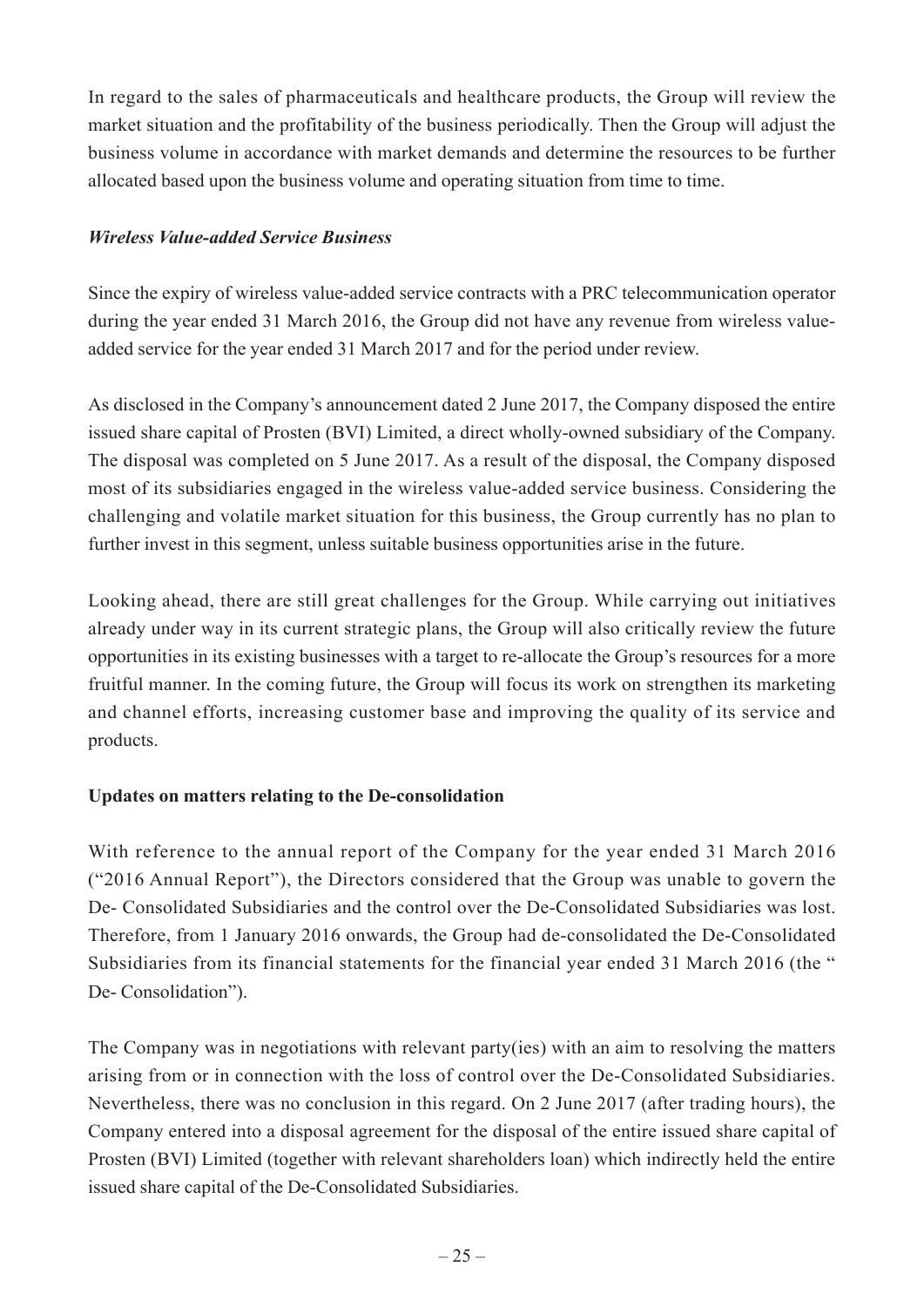In regard to the sales of pharmaceuticals and healthcare products, the Group will review the market situation and the profitability of the business periodically. Then the Group will adjust the business volume in accordance with market demands and determine the resources to be further allocated based upon the business volume and operating situation from time to time.

***Wireless Value-added Service Business***

Since the expiry of wireless value-added service contracts with a PRC telecommunication operator during the year ended 31 March 2016, the Group did not have any revenue from wireless value-added service for the year ended 31 March 2017 and for the period under review.

As disclosed in the Company's announcement dated 2 June 2017, the Company disposed the entire issued share capital of Prosten (BVI) Limited, a direct wholly-owned subsidiary of the Company. The disposal was completed on 5 June 2017. As a result of the disposal, the Company disposed most of its subsidiaries engaged in the wireless value-added service business. Considering the challenging and volatile market situation for this business, the Group currently has no plan to further invest in this segment, unless suitable business opportunities arise in the future.

Looking ahead, there are still great challenges for the Group. While carrying out initiatives already under way in its current strategic plans, the Group will also critically review the future opportunities in its existing businesses with a target to re-allocate the Group's resources for a more fruitful manner. In the coming future, the Group will focus its work on strengthen its marketing and channel efforts, increasing customer base and improving the quality of its service and products.

**Updates on matters relating to the De-consolidation**

With reference to the annual report of the Company for the year ended 31 March 2016 ("2016 Annual Report"), the Directors considered that the Group was unable to govern the De- Consolidated Subsidiaries and the control over the De-Consolidated Subsidiaries was lost. Therefore, from 1 January 2016 onwards, the Group had de-consolidated the De-Consolidated Subsidiaries from its financial statements for the financial year ended 31 March 2016 (the " De- Consolidation").

The Company was in negotiations with relevant party(ies) with an aim to resolving the matters arising from or in connection with the loss of control over the De-Consolidated Subsidiaries. Nevertheless, there was no conclusion in this regard. On 2 June 2017 (after trading hours), the Company entered into a disposal agreement for the disposal of the entire issued share capital of Prosten (BVI) Limited (together with relevant shareholders loan) which indirectly held the entire issued share capital of the De-Consolidated Subsidiaries.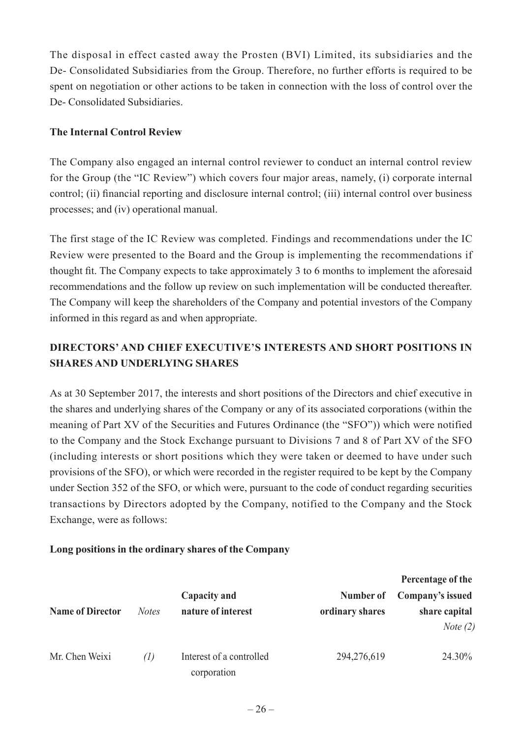The disposal in effect casted away the Prosten (BVI) Limited, its subsidiaries and the De- Consolidated Subsidiaries from the Group. Therefore, no further efforts is required to be spent on negotiation or other actions to be taken in connection with the loss of control over the De- Consolidated Subsidiaries.

**The Internal Control Review**

The Company also engaged an internal control reviewer to conduct an internal control review for the Group (the "IC Review") which covers four major areas, namely, (i) corporate internal control; (ii) financial reporting and disclosure internal control; (iii) internal control over business processes; and (iv) operational manual.

The first stage of the IC Review was completed. Findings and recommendations under the IC Review were presented to the Board and the Group is implementing the recommendations if thought fit. The Company expects to take approximately 3 to 6 months to implement the aforesaid recommendations and the follow up review on such implementation will be conducted thereafter. The Company will keep the shareholders of the Company and potential investors of the Company informed in this regard as and when appropriate.

## DIRECTORS' AND CHIEF EXECUTIVE'S INTERESTS AND SHORT POSITIONS IN SHARES AND UNDERLYING SHARES

As at 30 September 2017, the interests and short positions of the Directors and chief executive in the shares and underlying shares of the Company or any of its associated corporations (within the meaning of Part XV of the Securities and Futures Ordinance (the "SFO")) which were notified to the Company and the Stock Exchange pursuant to Divisions 7 and 8 of Part XV of the SFO (including interests or short positions which they were taken or deemed to have under such provisions of the SFO), or which were recorded in the register required to be kept by the Company under Section 352 of the SFO, or which were, pursuant to the code of conduct regarding securities transactions by Directors adopted by the Company, notified to the Company and the Stock Exchange, were as follows:

**Long positions in the ordinary shares of the Company**

| Name of Director | *Notes* | Capacity and nature of interest | Number of ordinary shares | Percentage of the Company's issued share capital *Note (2)* |
|---|---|---|---|---|
| Mr. Chen Weixi | *(1)* | Interest of a controlled corporation | 294,276,619 | 24.30% |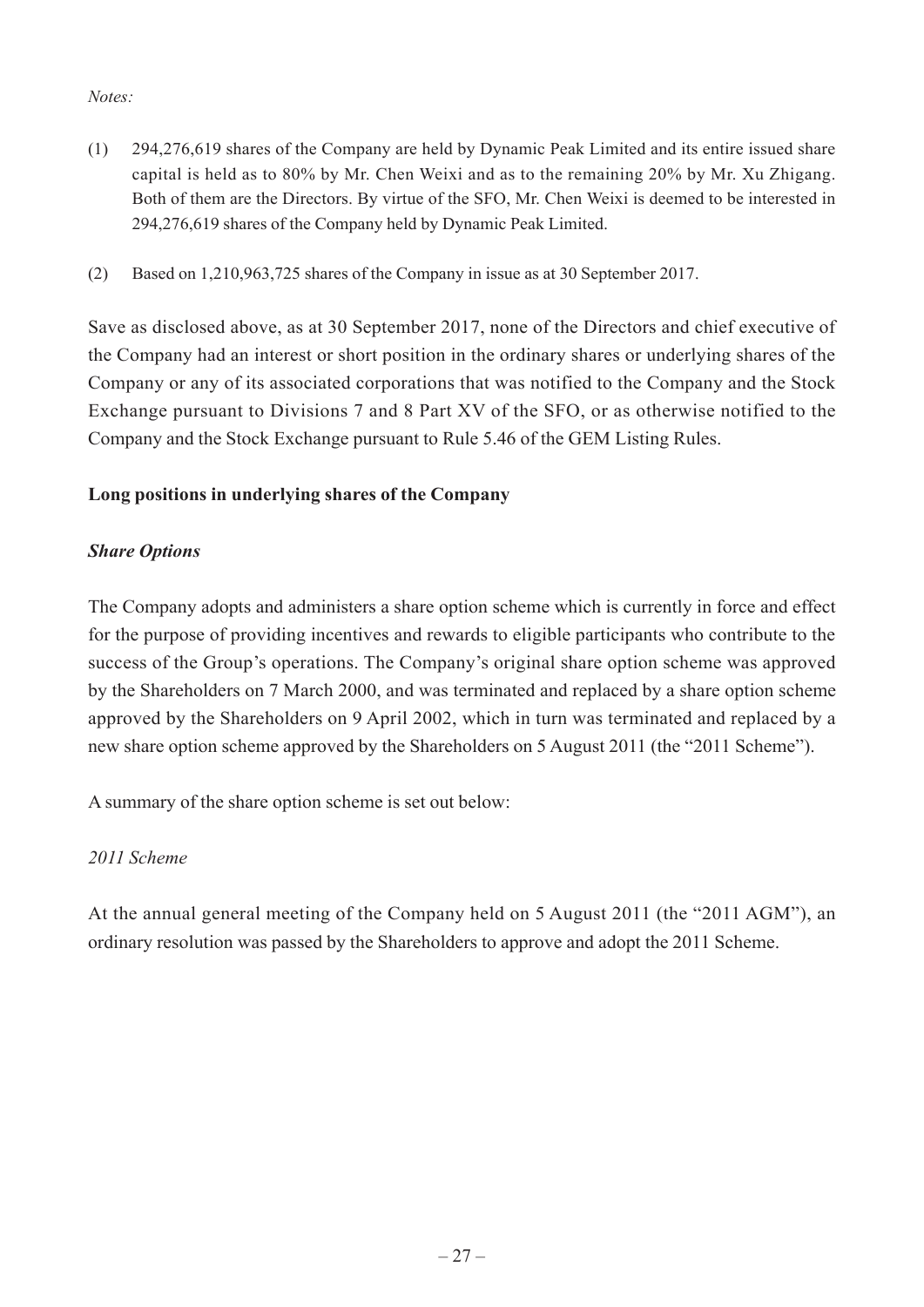*Notes:*

(1) 294,276,619 shares of the Company are held by Dynamic Peak Limited and its entire issued share capital is held as to 80% by Mr. Chen Weixi and as to the remaining 20% by Mr. Xu Zhigang. Both of them are the Directors. By virtue of the SFO, Mr. Chen Weixi is deemed to be interested in 294,276,619 shares of the Company held by Dynamic Peak Limited.

(2) Based on 1,210,963,725 shares of the Company in issue as at 30 September 2017.

Save as disclosed above, as at 30 September 2017, none of the Directors and chief executive of the Company had an interest or short position in the ordinary shares or underlying shares of the Company or any of its associated corporations that was notified to the Company and the Stock Exchange pursuant to Divisions 7 and 8 Part XV of the SFO, or as otherwise notified to the Company and the Stock Exchange pursuant to Rule 5.46 of the GEM Listing Rules.

**Long positions in underlying shares of the Company**

***Share Options***

The Company adopts and administers a share option scheme which is currently in force and effect for the purpose of providing incentives and rewards to eligible participants who contribute to the success of the Group's operations. The Company's original share option scheme was approved by the Shareholders on 7 March 2000, and was terminated and replaced by a share option scheme approved by the Shareholders on 9 April 2002, which in turn was terminated and replaced by a new share option scheme approved by the Shareholders on 5 August 2011 (the "2011 Scheme").

A summary of the share option scheme is set out below:

*2011 Scheme*

At the annual general meeting of the Company held on 5 August 2011 (the "2011 AGM"), an ordinary resolution was passed by the Shareholders to approve and adopt the 2011 Scheme.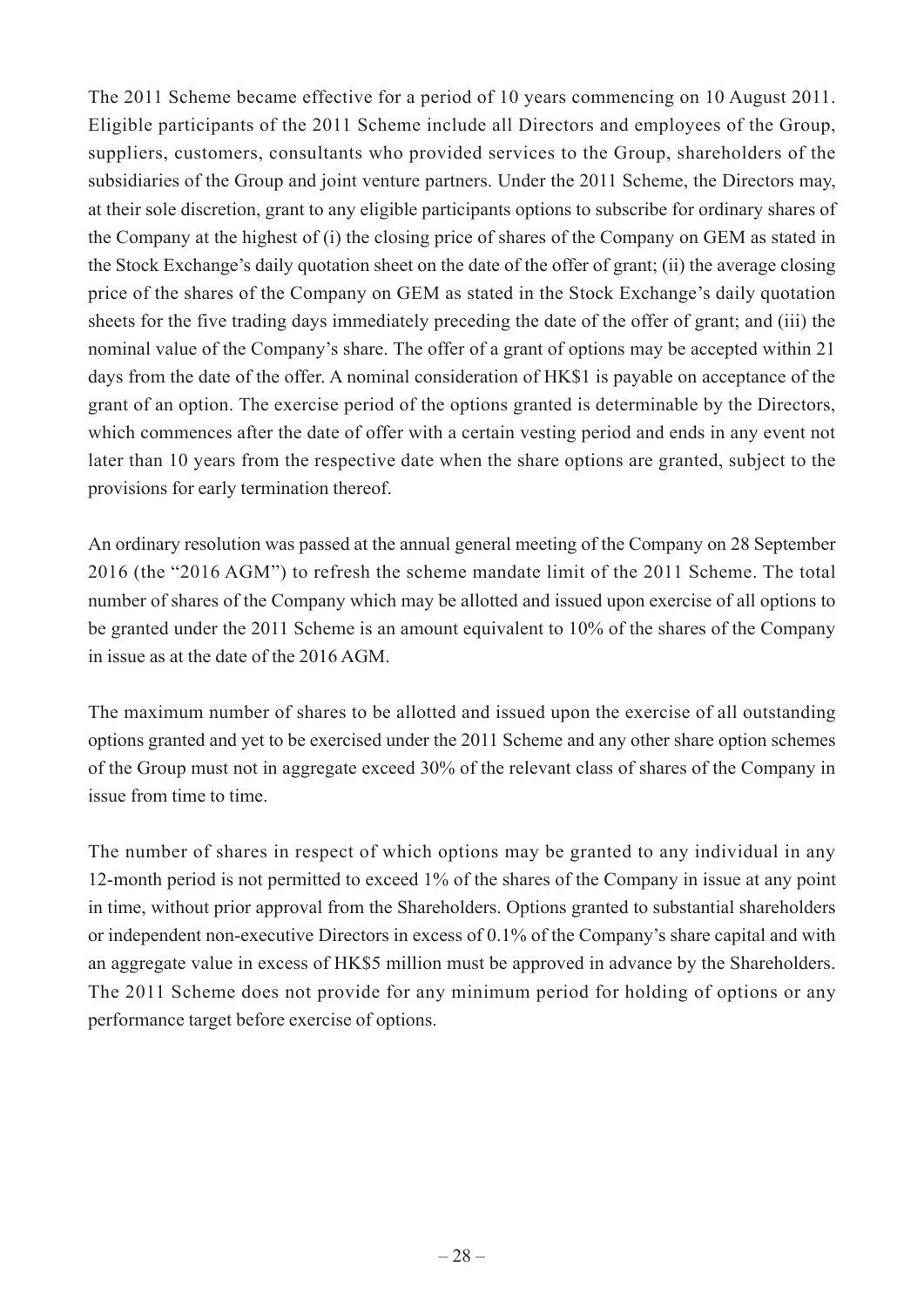The 2011 Scheme became effective for a period of 10 years commencing on 10 August 2011. Eligible participants of the 2011 Scheme include all Directors and employees of the Group, suppliers, customers, consultants who provided services to the Group, shareholders of the subsidiaries of the Group and joint venture partners. Under the 2011 Scheme, the Directors may, at their sole discretion, grant to any eligible participants options to subscribe for ordinary shares of the Company at the highest of (i) the closing price of shares of the Company on GEM as stated in the Stock Exchange's daily quotation sheet on the date of the offer of grant; (ii) the average closing price of the shares of the Company on GEM as stated in the Stock Exchange's daily quotation sheets for the five trading days immediately preceding the date of the offer of grant; and (iii) the nominal value of the Company's share. The offer of a grant of options may be accepted within 21 days from the date of the offer. A nominal consideration of HK$1 is payable on acceptance of the grant of an option. The exercise period of the options granted is determinable by the Directors, which commences after the date of offer with a certain vesting period and ends in any event not later than 10 years from the respective date when the share options are granted, subject to the provisions for early termination thereof.

An ordinary resolution was passed at the annual general meeting of the Company on 28 September 2016 (the "2016 AGM") to refresh the scheme mandate limit of the 2011 Scheme. The total number of shares of the Company which may be allotted and issued upon exercise of all options to be granted under the 2011 Scheme is an amount equivalent to 10% of the shares of the Company in issue as at the date of the 2016 AGM.

The maximum number of shares to be allotted and issued upon the exercise of all outstanding options granted and yet to be exercised under the 2011 Scheme and any other share option schemes of the Group must not in aggregate exceed 30% of the relevant class of shares of the Company in issue from time to time.

The number of shares in respect of which options may be granted to any individual in any 12-month period is not permitted to exceed 1% of the shares of the Company in issue at any point in time, without prior approval from the Shareholders. Options granted to substantial shareholders or independent non-executive Directors in excess of 0.1% of the Company's share capital and with an aggregate value in excess of HK$5 million must be approved in advance by the Shareholders. The 2011 Scheme does not provide for any minimum period for holding of options or any performance target before exercise of options.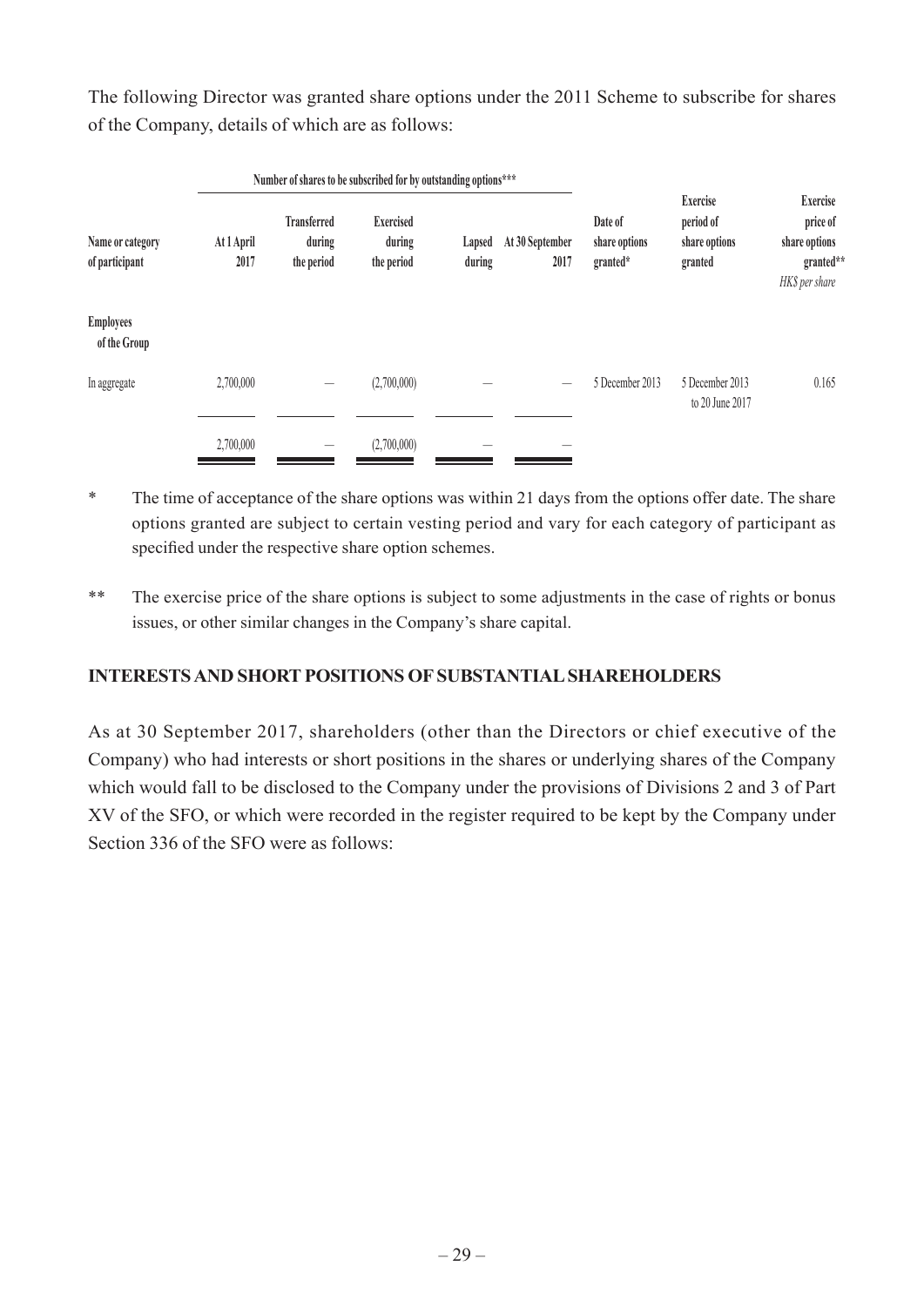The following Director was granted share options under the 2011 Scheme to subscribe for shares of the Company, details of which are as follows:

| Name or category of participant | Number of shares to be subscribed for by outstanding options*** | | | | | Date of share options granted* | Exercise period of share options granted | Exercise price of share options granted** |
|---|---|---|---|---|---|---|---|---|
| | At 1 April 2017 | Transferred during the period | Exercised during the period | Lapsed during | At 30 September 2017 | | | *HK$ per share* |
| **Employees of the Group** | | | | | | | | |
| In aggregate | 2,700,000 | — | (2,700,000) | — | — | 5 December 2013 | 5 December 2013 to 20 June 2017 | 0.165 |
| | 2,700,000 | — | (2,700,000) | — | — | | | |

\* The time of acceptance of the share options was within 21 days from the options offer date. The share options granted are subject to certain vesting period and vary for each category of participant as specified under the respective share option schemes.

\*\* The exercise price of the share options is subject to some adjustments in the case of rights or bonus issues, or other similar changes in the Company's share capital.

## INTERESTS AND SHORT POSITIONS OF SUBSTANTIAL SHAREHOLDERS

As at 30 September 2017, shareholders (other than the Directors or chief executive of the Company) who had interests or short positions in the shares or underlying shares of the Company which would fall to be disclosed to the Company under the provisions of Divisions 2 and 3 of Part XV of the SFO, or which were recorded in the register required to be kept by the Company under Section 336 of the SFO were as follows: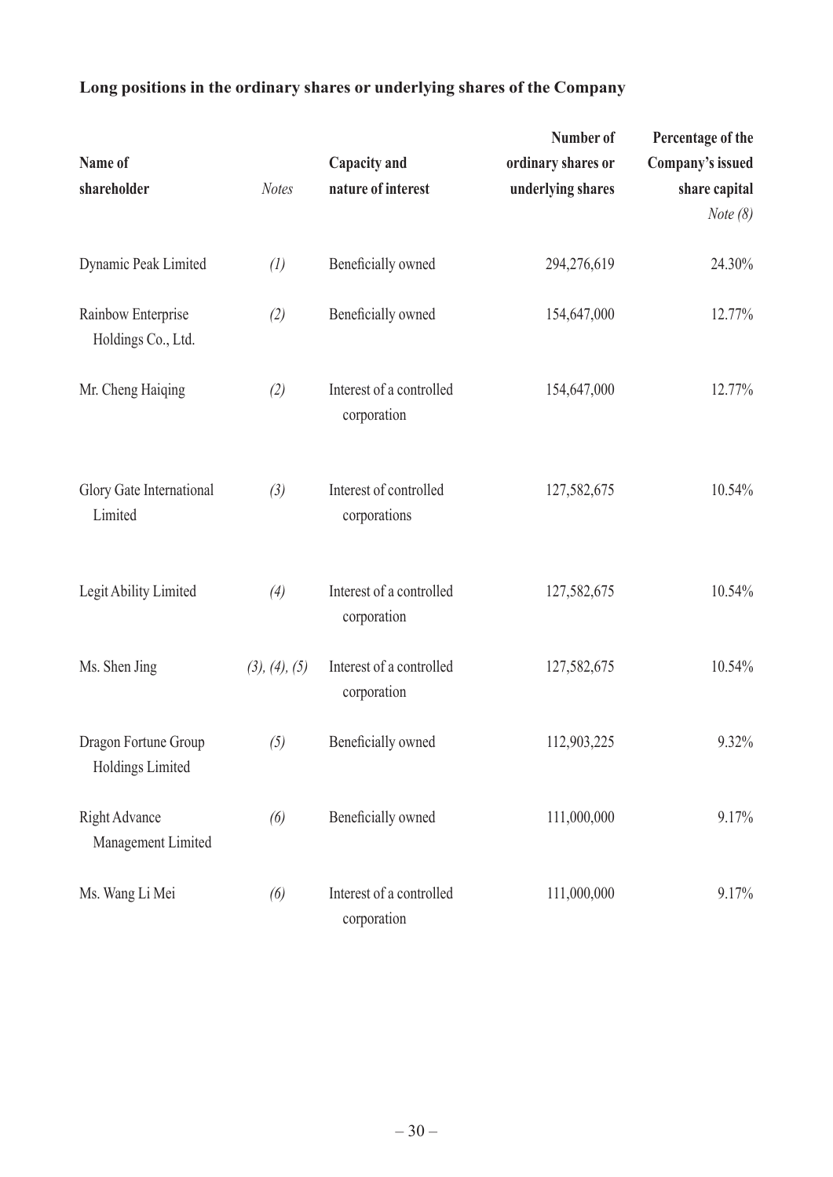**Long positions in the ordinary shares or underlying shares of the Company**

| Name of shareholder | *Notes* | Capacity and nature of interest | Number of ordinary shares or underlying shares | Percentage of the Company's issued share capital *Note (8)* |
|---|---|---|---|---|
| Dynamic Peak Limited | *(1)* | Beneficially owned | 294,276,619 | 24.30% |
| Rainbow Enterprise Holdings Co., Ltd. | *(2)* | Beneficially owned | 154,647,000 | 12.77% |
| Mr. Cheng Haiqing | *(2)* | Interest of a controlled corporation | 154,647,000 | 12.77% |
| Glory Gate International Limited | *(3)* | Interest of controlled corporations | 127,582,675 | 10.54% |
| Legit Ability Limited | *(4)* | Interest of a controlled corporation | 127,582,675 | 10.54% |
| Ms. Shen Jing | *(3), (4), (5)* | Interest of a controlled corporation | 127,582,675 | 10.54% |
| Dragon Fortune Group Holdings Limited | *(5)* | Beneficially owned | 112,903,225 | 9.32% |
| Right Advance Management Limited | *(6)* | Beneficially owned | 111,000,000 | 9.17% |
| Ms. Wang Li Mei | *(6)* | Interest of a controlled corporation | 111,000,000 | 9.17% |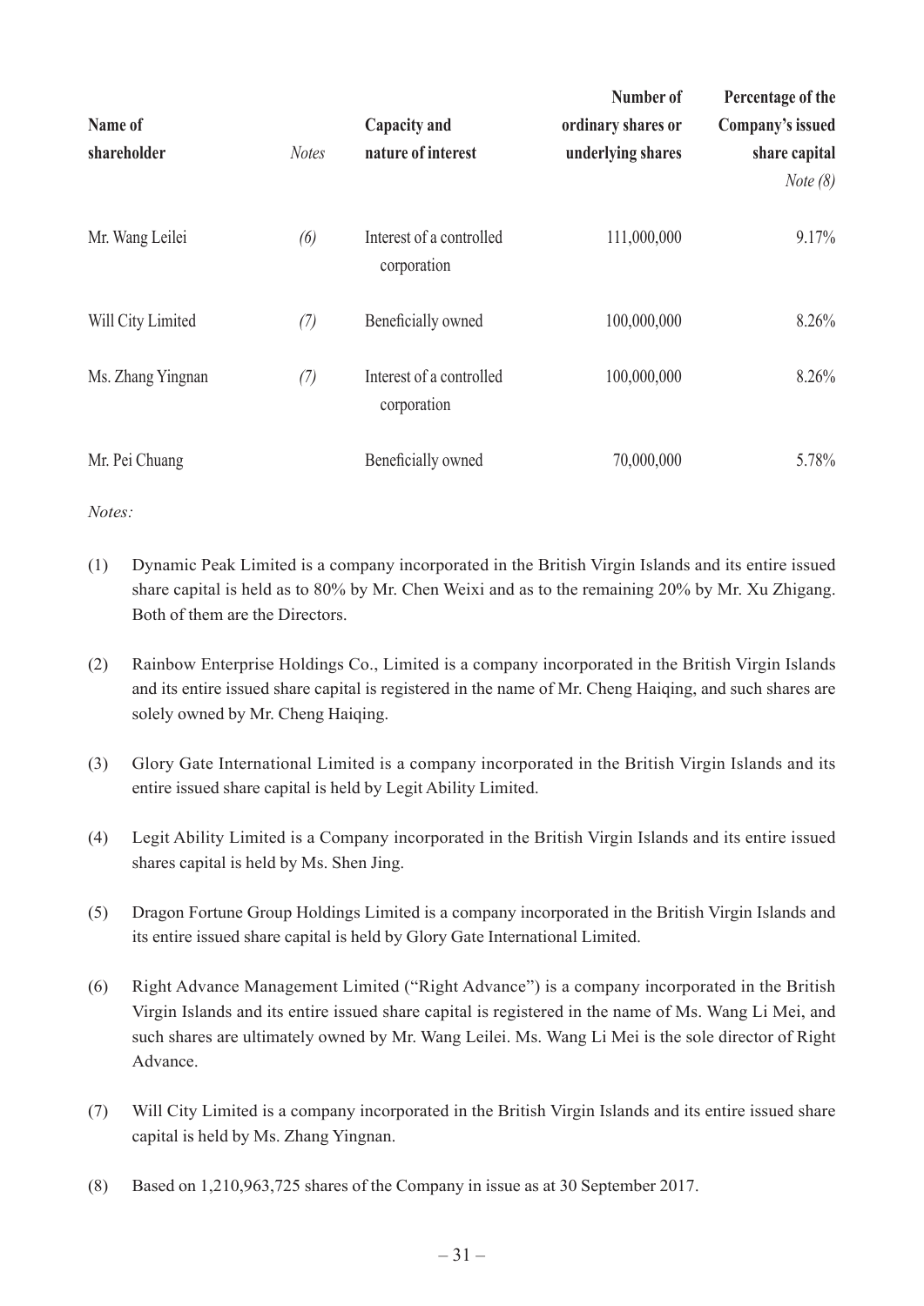| Name of shareholder | *Notes* | Capacity and nature of interest | Number of ordinary shares or underlying shares | Percentage of the Company's issued share capital *Note (8)* |
|---|---|---|---|---|
| Mr. Wang Leilei | *(6)* | Interest of a controlled corporation | 111,000,000 | 9.17% |
| Will City Limited | *(7)* | Beneficially owned | 100,000,000 | 8.26% |
| Ms. Zhang Yingnan | *(7)* | Interest of a controlled corporation | 100,000,000 | 8.26% |
| Mr. Pei Chuang | | Beneficially owned | 70,000,000 | 5.78% |

*Notes:*

(1) Dynamic Peak Limited is a company incorporated in the British Virgin Islands and its entire issued share capital is held as to 80% by Mr. Chen Weixi and as to the remaining 20% by Mr. Xu Zhigang. Both of them are the Directors.

(2) Rainbow Enterprise Holdings Co., Limited is a company incorporated in the British Virgin Islands and its entire issued share capital is registered in the name of Mr. Cheng Haiqing, and such shares are solely owned by Mr. Cheng Haiqing.

(3) Glory Gate International Limited is a company incorporated in the British Virgin Islands and its entire issued share capital is held by Legit Ability Limited.

(4) Legit Ability Limited is a Company incorporated in the British Virgin Islands and its entire issued shares capital is held by Ms. Shen Jing.

(5) Dragon Fortune Group Holdings Limited is a company incorporated in the British Virgin Islands and its entire issued share capital is held by Glory Gate International Limited.

(6) Right Advance Management Limited ("Right Advance") is a company incorporated in the British Virgin Islands and its entire issued share capital is registered in the name of Ms. Wang Li Mei, and such shares are ultimately owned by Mr. Wang Leilei. Ms. Wang Li Mei is the sole director of Right Advance.

(7) Will City Limited is a company incorporated in the British Virgin Islands and its entire issued share capital is held by Ms. Zhang Yingnan.

(8) Based on 1,210,963,725 shares of the Company in issue as at 30 September 2017.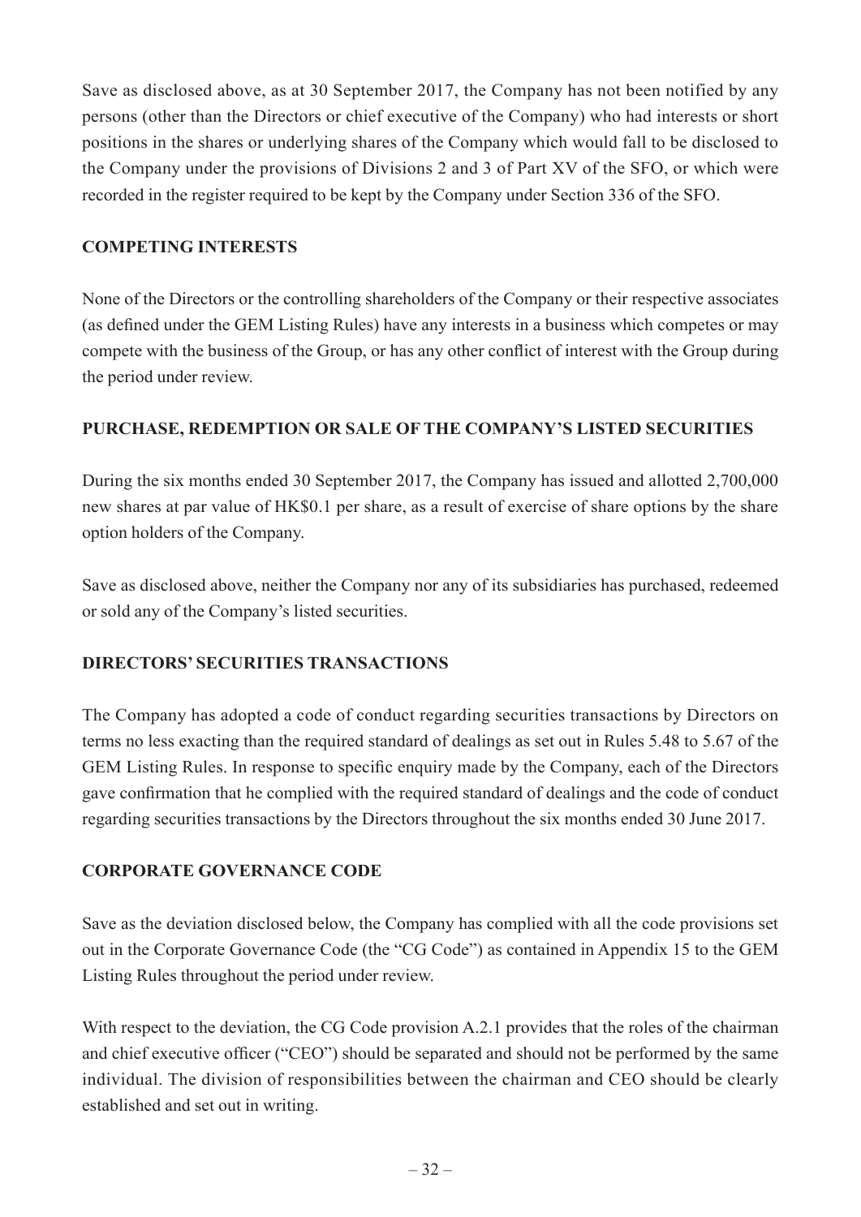Save as disclosed above, as at 30 September 2017, the Company has not been notified by any persons (other than the Directors or chief executive of the Company) who had interests or short positions in the shares or underlying shares of the Company which would fall to be disclosed to the Company under the provisions of Divisions 2 and 3 of Part XV of the SFO, or which were recorded in the register required to be kept by the Company under Section 336 of the SFO.

## COMPETING INTERESTS

None of the Directors or the controlling shareholders of the Company or their respective associates (as defined under the GEM Listing Rules) have any interests in a business which competes or may compete with the business of the Group, or has any other conflict of interest with the Group during the period under review.

## PURCHASE, REDEMPTION OR SALE OF THE COMPANY'S LISTED SECURITIES

During the six months ended 30 September 2017, the Company has issued and allotted 2,700,000 new shares at par value of HK$0.1 per share, as a result of exercise of share options by the share option holders of the Company.

Save as disclosed above, neither the Company nor any of its subsidiaries has purchased, redeemed or sold any of the Company's listed securities.

## DIRECTORS' SECURITIES TRANSACTIONS

The Company has adopted a code of conduct regarding securities transactions by Directors on terms no less exacting than the required standard of dealings as set out in Rules 5.48 to 5.67 of the GEM Listing Rules. In response to specific enquiry made by the Company, each of the Directors gave confirmation that he complied with the required standard of dealings and the code of conduct regarding securities transactions by the Directors throughout the six months ended 30 June 2017.

## CORPORATE GOVERNANCE CODE

Save as the deviation disclosed below, the Company has complied with all the code provisions set out in the Corporate Governance Code (the "CG Code") as contained in Appendix 15 to the GEM Listing Rules throughout the period under review.

With respect to the deviation, the CG Code provision A.2.1 provides that the roles of the chairman and chief executive officer ("CEO") should be separated and should not be performed by the same individual. The division of responsibilities between the chairman and CEO should be clearly established and set out in writing.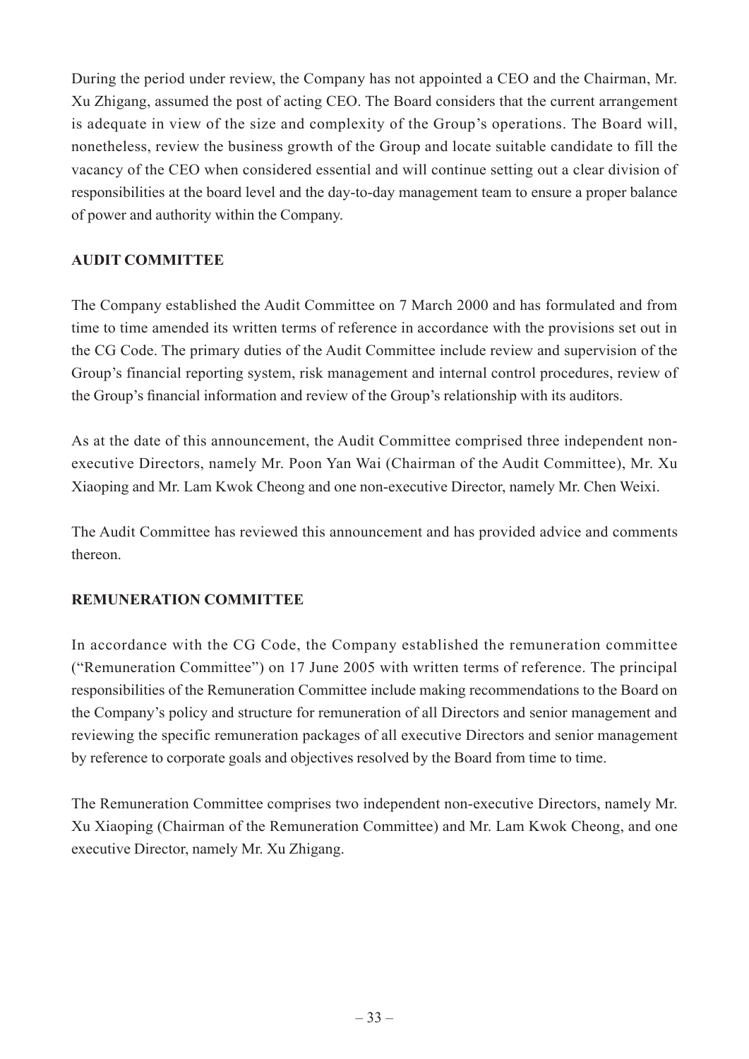During the period under review, the Company has not appointed a CEO and the Chairman, Mr. Xu Zhigang, assumed the post of acting CEO. The Board considers that the current arrangement is adequate in view of the size and complexity of the Group's operations. The Board will, nonetheless, review the business growth of the Group and locate suitable candidate to fill the vacancy of the CEO when considered essential and will continue setting out a clear division of responsibilities at the board level and the day-to-day management team to ensure a proper balance of power and authority within the Company.

## AUDIT COMMITTEE

The Company established the Audit Committee on 7 March 2000 and has formulated and from time to time amended its written terms of reference in accordance with the provisions set out in the CG Code. The primary duties of the Audit Committee include review and supervision of the Group's financial reporting system, risk management and internal control procedures, review of the Group's financial information and review of the Group's relationship with its auditors.

As at the date of this announcement, the Audit Committee comprised three independent non-executive Directors, namely Mr. Poon Yan Wai (Chairman of the Audit Committee), Mr. Xu Xiaoping and Mr. Lam Kwok Cheong and one non-executive Director, namely Mr. Chen Weixi.

The Audit Committee has reviewed this announcement and has provided advice and comments thereon.

## REMUNERATION COMMITTEE

In accordance with the CG Code, the Company established the remuneration committee ("Remuneration Committee") on 17 June 2005 with written terms of reference. The principal responsibilities of the Remuneration Committee include making recommendations to the Board on the Company's policy and structure for remuneration of all Directors and senior management and reviewing the specific remuneration packages of all executive Directors and senior management by reference to corporate goals and objectives resolved by the Board from time to time.

The Remuneration Committee comprises two independent non-executive Directors, namely Mr. Xu Xiaoping (Chairman of the Remuneration Committee) and Mr. Lam Kwok Cheong, and one executive Director, namely Mr. Xu Zhigang.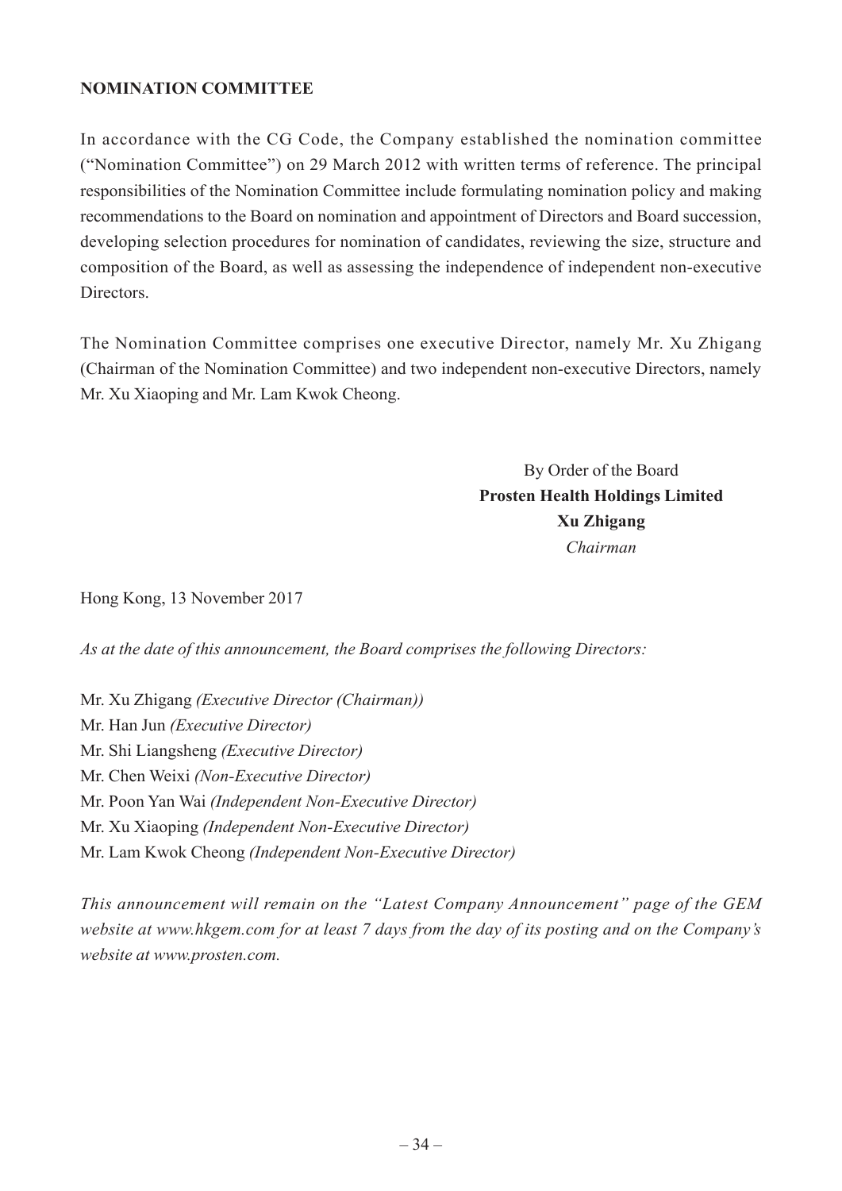## NOMINATION COMMITTEE

In accordance with the CG Code, the Company established the nomination committee ("Nomination Committee") on 29 March 2012 with written terms of reference. The principal responsibilities of the Nomination Committee include formulating nomination policy and making recommendations to the Board on nomination and appointment of Directors and Board succession, developing selection procedures for nomination of candidates, reviewing the size, structure and composition of the Board, as well as assessing the independence of independent non-executive Directors.

The Nomination Committee comprises one executive Director, namely Mr. Xu Zhigang (Chairman of the Nomination Committee) and two independent non-executive Directors, namely Mr. Xu Xiaoping and Mr. Lam Kwok Cheong.

By Order of the Board
**Prosten Health Holdings Limited**
**Xu Zhigang**
*Chairman*

Hong Kong, 13 November 2017

*As at the date of this announcement, the Board comprises the following Directors:*

Mr. Xu Zhigang *(Executive Director (Chairman))*
Mr. Han Jun *(Executive Director)*
Mr. Shi Liangsheng *(Executive Director)*
Mr. Chen Weixi *(Non-Executive Director)*
Mr. Poon Yan Wai *(Independent Non-Executive Director)*
Mr. Xu Xiaoping *(Independent Non-Executive Director)*
Mr. Lam Kwok Cheong *(Independent Non-Executive Director)*

*This announcement will remain on the "Latest Company Announcement" page of the GEM website at www.hkgem.com for at least 7 days from the day of its posting and on the Company's website at www.prosten.com.*